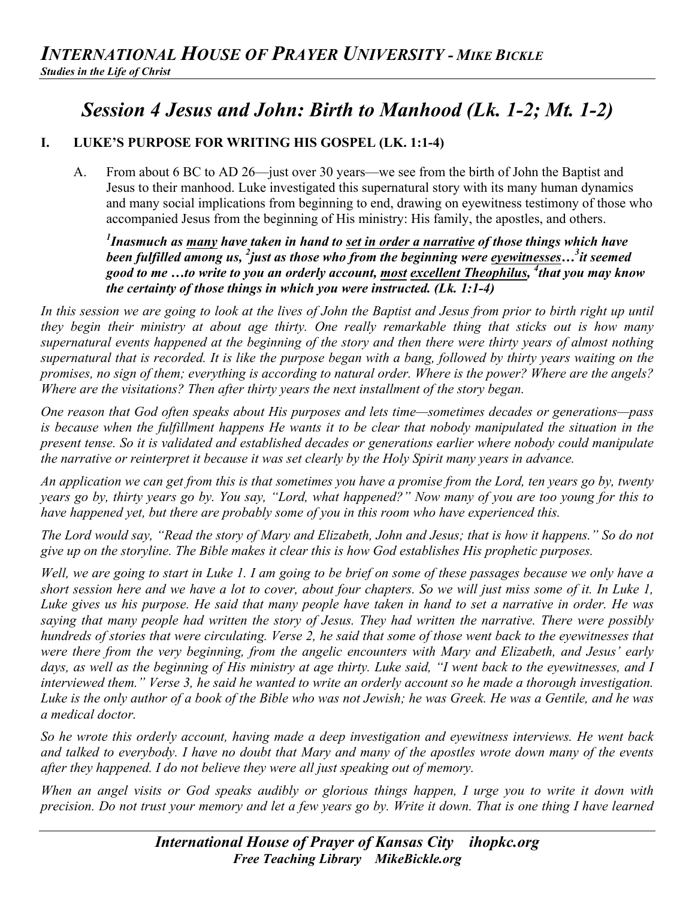# *Session 4 Jesus and John: Birth to Manhood (Lk. 1-2; Mt. 1-2)*

## I. LUKE'S PURPOSE FOR WRITING HIS GOSPEL (LK. 1:1-4)

A. From about 6 BC to AD 26—just over 30 years—we see from the birth of John the Baptist and Jesus to their manhood. Luke investigated this supernatural story with its many human dynamics and many social implications from beginning to end, drawing on eyewitness testimony of those who accompanied Jesus from the beginning of His ministry: His family, the apostles, and others.

***[1]Inasmuch as many have taken in hand to set in order a narrative of those things which have been fulfilled among us, [2]just as those who from the beginning were eyewitnesses…[3]it seemed good to me …to write to you an orderly account, most excellent Theophilus, [4]that you may know the certainty of those things in which you were instructed. (Lk. 1:1-4)***

*In this session we are going to look at the lives of John the Baptist and Jesus from prior to birth right up until they begin their ministry at about age thirty. One really remarkable thing that sticks out is how many supernatural events happened at the beginning of the story and then there were thirty years of almost nothing supernatural that is recorded. It is like the purpose began with a bang, followed by thirty years waiting on the promises, no sign of them; everything is according to natural order. Where is the power? Where are the angels? Where are the visitations? Then after thirty years the next installment of the story began.*

*One reason that God often speaks about His purposes and lets time—sometimes decades or generations—pass is because when the fulfillment happens He wants it to be clear that nobody manipulated the situation in the present tense. So it is validated and established decades or generations earlier where nobody could manipulate the narrative or reinterpret it because it was set clearly by the Holy Spirit many years in advance.*

*An application we can get from this is that sometimes you have a promise from the Lord, ten years go by, twenty years go by, thirty years go by. You say, "Lord, what happened?" Now many of you are too young for this to have happened yet, but there are probably some of you in this room who have experienced this.*

*The Lord would say, "Read the story of Mary and Elizabeth, John and Jesus; that is how it happens." So do not give up on the storyline. The Bible makes it clear this is how God establishes His prophetic purposes.*

*Well, we are going to start in Luke 1. I am going to be brief on some of these passages because we only have a short session here and we have a lot to cover, about four chapters. So we will just miss some of it. In Luke 1, Luke gives us his purpose. He said that many people have taken in hand to set a narrative in order. He was saying that many people had written the story of Jesus. They had written the narrative. There were possibly hundreds of stories that were circulating. Verse 2, he said that some of those went back to the eyewitnesses that were there from the very beginning, from the angelic encounters with Mary and Elizabeth, and Jesus' early days, as well as the beginning of His ministry at age thirty. Luke said, "I went back to the eyewitnesses, and I interviewed them." Verse 3, he said he wanted to write an orderly account so he made a thorough investigation. Luke is the only author of a book of the Bible who was not Jewish; he was Greek. He was a Gentile, and he was a medical doctor.*

*So he wrote this orderly account, having made a deep investigation and eyewitness interviews. He went back and talked to everybody. I have no doubt that Mary and many of the apostles wrote down many of the events after they happened. I do not believe they were all just speaking out of memory.*

*When an angel visits or God speaks audibly or glorious things happen, I urge you to write it down with precision. Do not trust your memory and let a few years go by. Write it down. That is one thing I have learned*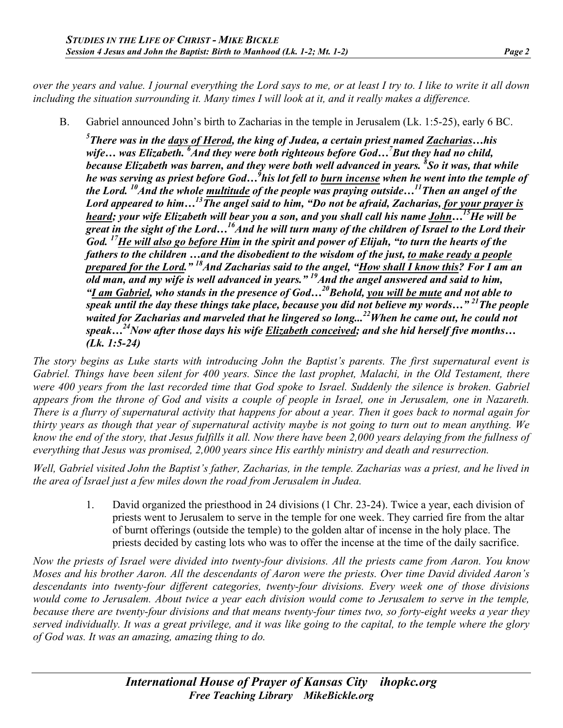*over the years and value. I journal everything the Lord says to me, or at least I try to. I like to write it all down including the situation surrounding it. Many times I will look at it, and it really makes a difference.*

B. Gabriel announced John's birth to Zacharias in the temple in Jerusalem (Lk. 1:5-25), early 6 BC.

***[5]There was in the <u>days of Herod</u>, the king of Judea, a certain priest named <u>Zacharias</u>…his wife… was Elizabeth. [6]And they were both righteous before God…[7]But they had no child, because Elizabeth was barren, and they were both well advanced in years. [8]So it was, that while he was serving as priest before God…[9]his lot fell to <u>burn incense</u> when he went into the temple of the Lord. [10]And the whole <u>multitude</u> of the people was praying outside…[11]Then an angel of the Lord appeared to him…[13]The angel said to him, "Do not be afraid, Zacharias, <u>for your prayer is heard</u>; your wife Elizabeth will bear you a son, and you shall call his name <u>John</u>…[15]He will be great in the sight of the Lord…[16]And he will turn many of the children of Israel to the Lord their God. [17]<u>He will also go before Him</u> in the spirit and power of Elijah, "to turn the hearts of the fathers to the children …and the disobedient to the wisdom of the just, <u>to make ready a people prepared for the Lord</u>." [18]And Zacharias said to the angel, "<u>How shall I know this</u>? For I am an old man, and my wife is well advanced in years." [19]And the angel answered and said to him, "<u>I am Gabriel</u>, who stands in the presence of God…[20]Behold, <u>you will be mute</u> and not able to speak until the day these things take place, because you did not believe my words…" [21]The people waited for Zacharias and marveled that he lingered so long...[22]When he came out, he could not speak…[24]Now after those days his wife <u>Elizabeth conceived</u>; and she hid herself five months… (Lk. 1:5-24)***

*The story begins as Luke starts with introducing John the Baptist's parents. The first supernatural event is Gabriel. Things have been silent for 400 years. Since the last prophet, Malachi, in the Old Testament, there were 400 years from the last recorded time that God spoke to Israel. Suddenly the silence is broken. Gabriel appears from the throne of God and visits a couple of people in Israel, one in Jerusalem, one in Nazareth. There is a flurry of supernatural activity that happens for about a year. Then it goes back to normal again for thirty years as though that year of supernatural activity maybe is not going to turn out to mean anything. We know the end of the story, that Jesus fulfills it all. Now there have been 2,000 years delaying from the fullness of everything that Jesus was promised, 2,000 years since His earthly ministry and death and resurrection.*

*Well, Gabriel visited John the Baptist's father, Zacharias, in the temple. Zacharias was a priest, and he lived in the area of Israel just a few miles down the road from Jerusalem in Judea.*

1. David organized the priesthood in 24 divisions (1 Chr. 23-24). Twice a year, each division of priests went to Jerusalem to serve in the temple for one week. They carried fire from the altar of burnt offerings (outside the temple) to the golden altar of incense in the holy place. The priests decided by casting lots who was to offer the incense at the time of the daily sacrifice.

*Now the priests of Israel were divided into twenty-four divisions. All the priests came from Aaron. You know Moses and his brother Aaron. All the descendants of Aaron were the priests. Over time David divided Aaron's descendants into twenty-four different categories, twenty-four divisions. Every week one of those divisions would come to Jerusalem. About twice a year each division would come to Jerusalem to serve in the temple, because there are twenty-four divisions and that means twenty-four times two, so forty-eight weeks a year they served individually. It was a great privilege, and it was like going to the capital, to the temple where the glory of God was. It was an amazing, amazing thing to do.*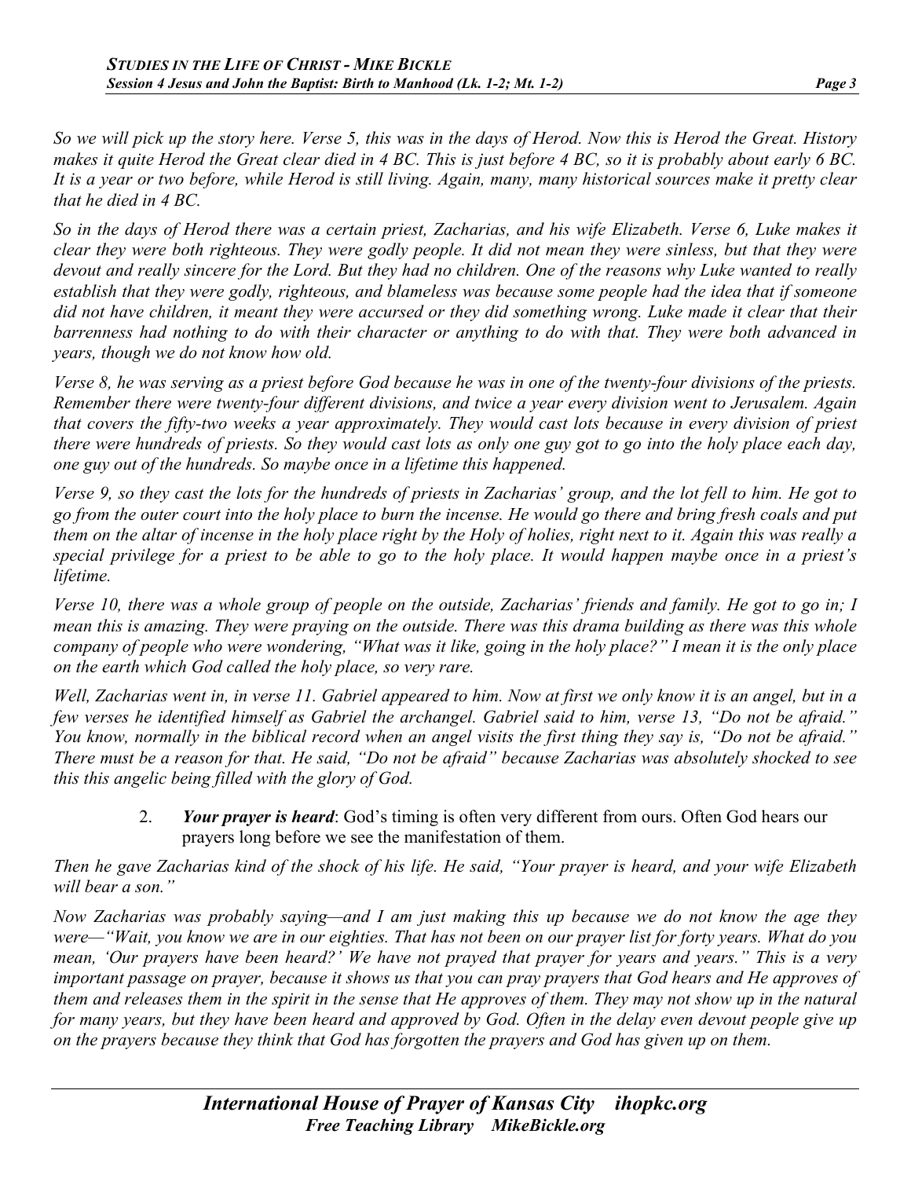*So we will pick up the story here. Verse 5, this was in the days of Herod. Now this is Herod the Great. History makes it quite Herod the Great clear died in 4 BC. This is just before 4 BC, so it is probably about early 6 BC. It is a year or two before, while Herod is still living. Again, many, many historical sources make it pretty clear that he died in 4 BC.*

*So in the days of Herod there was a certain priest, Zacharias, and his wife Elizabeth. Verse 6, Luke makes it clear they were both righteous. They were godly people. It did not mean they were sinless, but that they were devout and really sincere for the Lord. But they had no children. One of the reasons why Luke wanted to really establish that they were godly, righteous, and blameless was because some people had the idea that if someone did not have children, it meant they were accursed or they did something wrong. Luke made it clear that their barrenness had nothing to do with their character or anything to do with that. They were both advanced in years, though we do not know how old.*

*Verse 8, he was serving as a priest before God because he was in one of the twenty-four divisions of the priests. Remember there were twenty-four different divisions, and twice a year every division went to Jerusalem. Again that covers the fifty-two weeks a year approximately. They would cast lots because in every division of priest there were hundreds of priests. So they would cast lots as only one guy got to go into the holy place each day, one guy out of the hundreds. So maybe once in a lifetime this happened.*

*Verse 9, so they cast the lots for the hundreds of priests in Zacharias' group, and the lot fell to him. He got to go from the outer court into the holy place to burn the incense. He would go there and bring fresh coals and put them on the altar of incense in the holy place right by the Holy of holies, right next to it. Again this was really a special privilege for a priest to be able to go to the holy place. It would happen maybe once in a priest's lifetime.*

*Verse 10, there was a whole group of people on the outside, Zacharias' friends and family. He got to go in; I mean this is amazing. They were praying on the outside. There was this drama building as there was this whole company of people who were wondering, "What was it like, going in the holy place?" I mean it is the only place on the earth which God called the holy place, so very rare.*

*Well, Zacharias went in, in verse 11. Gabriel appeared to him. Now at first we only know it is an angel, but in a few verses he identified himself as Gabriel the archangel. Gabriel said to him, verse 13, "Do not be afraid." You know, normally in the biblical record when an angel visits the first thing they say is, "Do not be afraid." There must be a reason for that. He said, "Do not be afraid" because Zacharias was absolutely shocked to see this this angelic being filled with the glory of God.*

2. ***Your prayer is heard***: God's timing is often very different from ours. Often God hears our prayers long before we see the manifestation of them.

*Then he gave Zacharias kind of the shock of his life. He said, "Your prayer is heard, and your wife Elizabeth will bear a son."*

*Now Zacharias was probably saying—and I am just making this up because we do not know the age they were—"Wait, you know we are in our eighties. That has not been on our prayer list for forty years. What do you mean, 'Our prayers have been heard?' We have not prayed that prayer for years and years." This is a very important passage on prayer, because it shows us that you can pray prayers that God hears and He approves of them and releases them in the spirit in the sense that He approves of them. They may not show up in the natural for many years, but they have been heard and approved by God. Often in the delay even devout people give up on the prayers because they think that God has forgotten the prayers and God has given up on them.*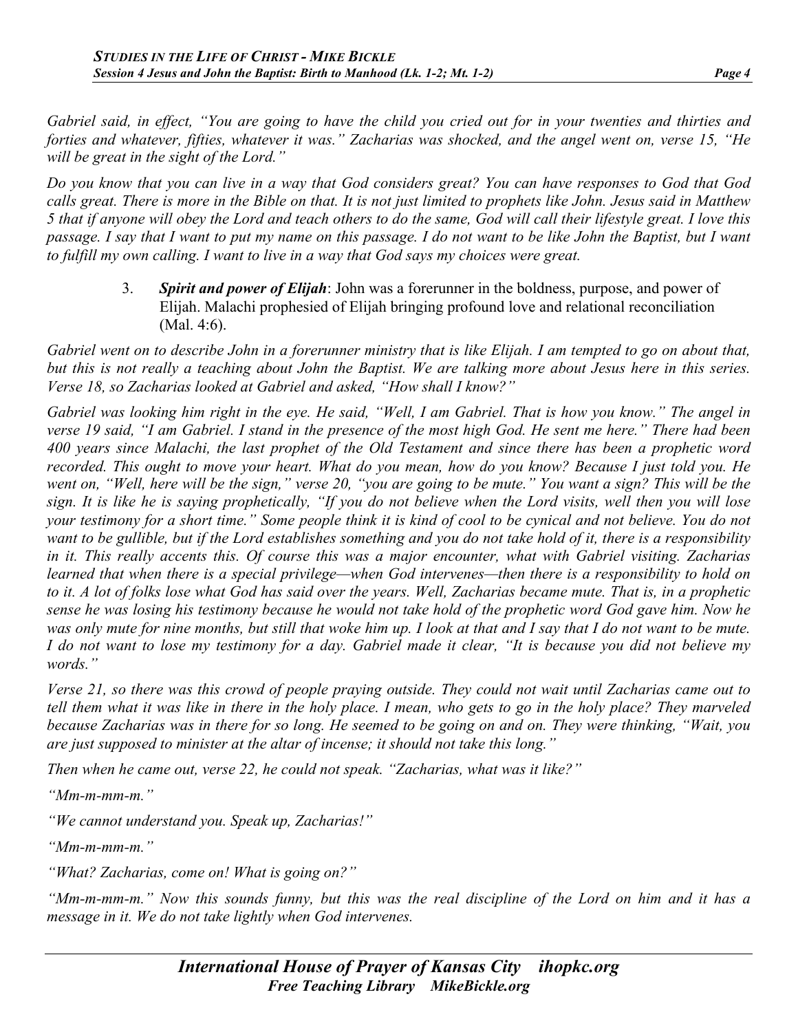*Gabriel said, in effect, "You are going to have the child you cried out for in your twenties and thirties and forties and whatever, fifties, whatever it was." Zacharias was shocked, and the angel went on, verse 15, "He will be great in the sight of the Lord."*

*Do you know that you can live in a way that God considers great? You can have responses to God that God calls great. There is more in the Bible on that. It is not just limited to prophets like John. Jesus said in Matthew 5 that if anyone will obey the Lord and teach others to do the same, God will call their lifestyle great. I love this passage. I say that I want to put my name on this passage. I do not want to be like John the Baptist, but I want to fulfill my own calling. I want to live in a way that God says my choices were great.*

3. ***Spirit and power of Elijah***: John was a forerunner in the boldness, purpose, and power of Elijah. Malachi prophesied of Elijah bringing profound love and relational reconciliation (Mal. 4:6).

*Gabriel went on to describe John in a forerunner ministry that is like Elijah. I am tempted to go on about that, but this is not really a teaching about John the Baptist. We are talking more about Jesus here in this series. Verse 18, so Zacharias looked at Gabriel and asked, "How shall I know?"*

*Gabriel was looking him right in the eye. He said, "Well, I am Gabriel. That is how you know." The angel in verse 19 said, "I am Gabriel. I stand in the presence of the most high God. He sent me here." There had been 400 years since Malachi, the last prophet of the Old Testament and since there has been a prophetic word recorded. This ought to move your heart. What do you mean, how do you know? Because I just told you. He went on, "Well, here will be the sign," verse 20, "you are going to be mute." You want a sign? This will be the sign. It is like he is saying prophetically, "If you do not believe when the Lord visits, well then you will lose your testimony for a short time." Some people think it is kind of cool to be cynical and not believe. You do not want to be gullible, but if the Lord establishes something and you do not take hold of it, there is a responsibility in it. This really accents this. Of course this was a major encounter, what with Gabriel visiting. Zacharias learned that when there is a special privilege—when God intervenes—then there is a responsibility to hold on to it. A lot of folks lose what God has said over the years. Well, Zacharias became mute. That is, in a prophetic sense he was losing his testimony because he would not take hold of the prophetic word God gave him. Now he was only mute for nine months, but still that woke him up. I look at that and I say that I do not want to be mute. I do not want to lose my testimony for a day. Gabriel made it clear, "It is because you did not believe my words."*

*Verse 21, so there was this crowd of people praying outside. They could not wait until Zacharias came out to tell them what it was like in there in the holy place. I mean, who gets to go in the holy place? They marveled because Zacharias was in there for so long. He seemed to be going on and on. They were thinking, "Wait, you are just supposed to minister at the altar of incense; it should not take this long."*

*Then when he came out, verse 22, he could not speak. "Zacharias, what was it like?"*

*"Mm-m-mm-m."*

*"We cannot understand you. Speak up, Zacharias!"*

*"Mm-m-mm-m."*

*"What? Zacharias, come on! What is going on?"*

*"Mm-m-mm-m." Now this sounds funny, but this was the real discipline of the Lord on him and it has a message in it. We do not take lightly when God intervenes.*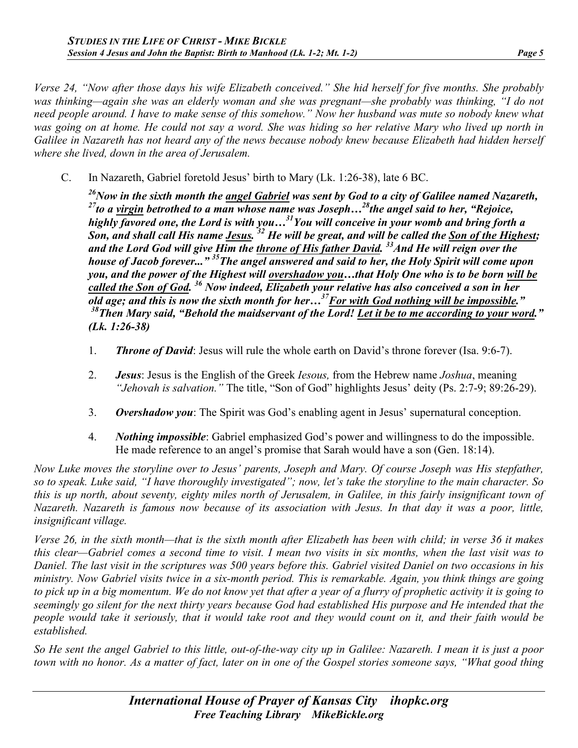*Verse 24, "Now after those days his wife Elizabeth conceived." She hid herself for five months. She probably was thinking—again she was an elderly woman and she was pregnant—she probably was thinking, "I do not need people around. I have to make sense of this somehow." Now her husband was mute so nobody knew what was going on at home. He could not say a word. She was hiding so her relative Mary who lived up north in Galilee in Nazareth has not heard any of the news because nobody knew because Elizabeth had hidden herself where she lived, down in the area of Jerusalem.*

C. In Nazareth, Gabriel foretold Jesus' birth to Mary (Lk. 1:26-38), late 6 BC.

***[26]Now in the sixth month the <u>angel Gabriel</u> was sent by God to a city of Galilee named Nazareth, [27]to a <u>virgin</u> betrothed to a man whose name was Joseph…[28]the angel said to her, "Rejoice, highly favored one, the Lord is with you…[31]You will conceive in your womb and bring forth a Son, and shall call His name <u>Jesus</u>. [32] He will be great, and will be called the <u>Son of the Highest</u>; and the Lord God will give <u>Him the throne of His father David</u>. [33]And He will reign over the house of Jacob forever..." [35]The angel answered and said to her, the Holy Spirit will come upon you, and the power of the Highest will <u>overshadow you</u>…that Holy One who is to be born <u>will be called the Son of God</u>. [36] Now indeed, Elizabeth your relative has also conceived a son in her old age; and this is now the sixth month for her…[37]<u>For with God nothing will be impossible</u>." [38]Then Mary said, "Behold the maidservant of the Lord! <u>Let it be to me according to your word</u>." (Lk. 1:26-38)***

1. ***Throne of David***: Jesus will rule the whole earth on David's throne forever (Isa. 9:6-7).
2. ***Jesus***: Jesus is the English of the Greek *Iesous,* from the Hebrew name *Joshua*, meaning *"Jehovah is salvation."* The title, "Son of God" highlights Jesus' deity (Ps. 2:7-9; 89:26-29).
3. ***Overshadow you***: The Spirit was God's enabling agent in Jesus' supernatural conception.
4. ***Nothing impossible***: Gabriel emphasized God's power and willingness to do the impossible. He made reference to an angel's promise that Sarah would have a son (Gen. 18:14).

*Now Luke moves the storyline over to Jesus' parents, Joseph and Mary. Of course Joseph was His stepfather, so to speak. Luke said, "I have thoroughly investigated"; now, let's take the storyline to the main character. So this is up north, about seventy, eighty miles north of Jerusalem, in Galilee, in this fairly insignificant town of Nazareth. Nazareth is famous now because of its association with Jesus. In that day it was a poor, little, insignificant village.*

*Verse 26, in the sixth month—that is the sixth month after Elizabeth has been with child; in verse 36 it makes this clear—Gabriel comes a second time to visit. I mean two visits in six months, when the last visit was to Daniel. The last visit in the scriptures was 500 years before this. Gabriel visited Daniel on two occasions in his ministry. Now Gabriel visits twice in a six-month period. This is remarkable. Again, you think things are going to pick up in a big momentum. We do not know yet that after a year of a flurry of prophetic activity it is going to seemingly go silent for the next thirty years because God had established His purpose and He intended that the people would take it seriously, that it would take root and they would count on it, and their faith would be established.*

*So He sent the angel Gabriel to this little, out-of-the-way city up in Galilee: Nazareth. I mean it is just a poor town with no honor. As a matter of fact, later on in one of the Gospel stories someone says, "What good thing*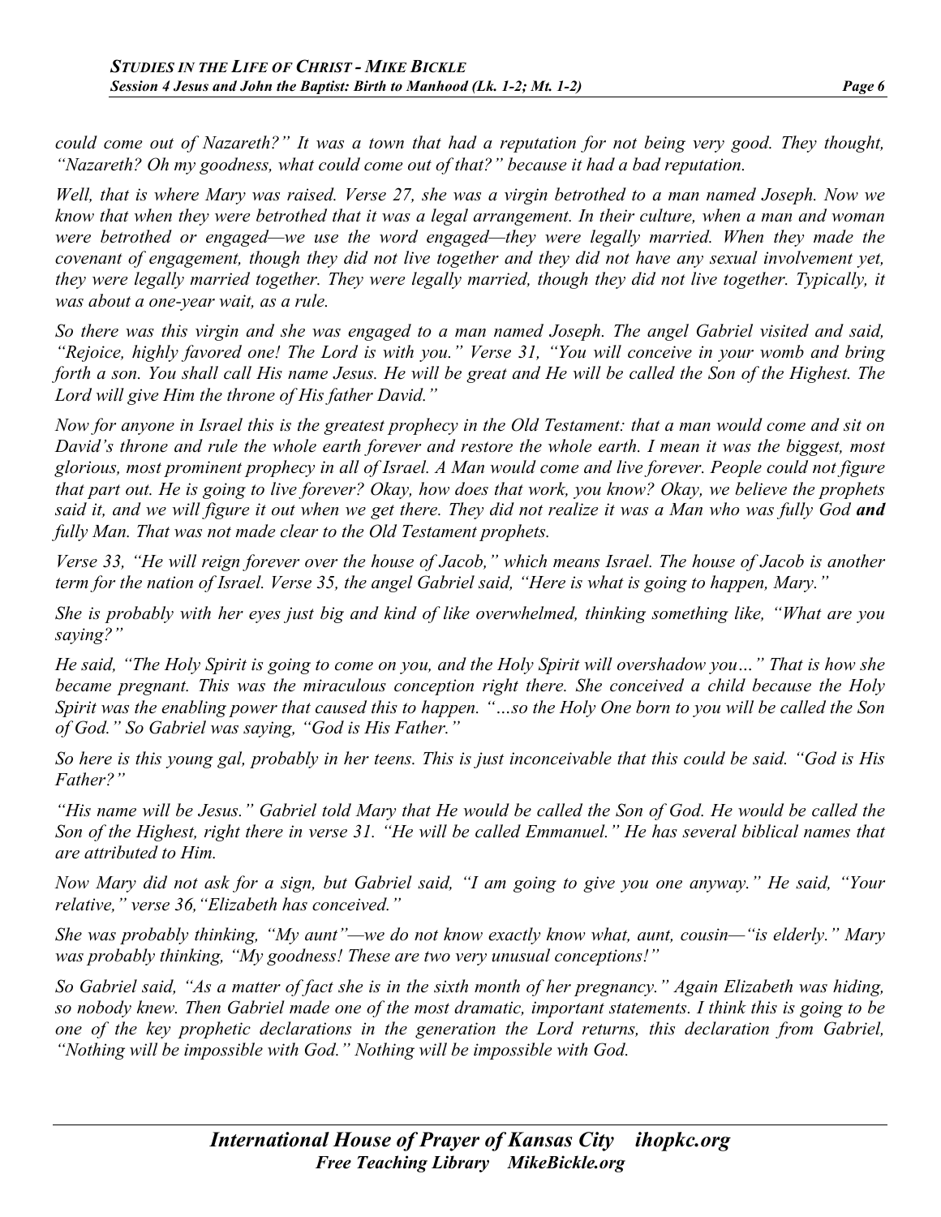*could come out of Nazareth?" It was a town that had a reputation for not being very good. They thought, "Nazareth? Oh my goodness, what could come out of that?" because it had a bad reputation.*

*Well, that is where Mary was raised. Verse 27, she was a virgin betrothed to a man named Joseph. Now we know that when they were betrothed that it was a legal arrangement. In their culture, when a man and woman were betrothed or engaged—we use the word engaged—they were legally married. When they made the covenant of engagement, though they did not live together and they did not have any sexual involvement yet, they were legally married together. They were legally married, though they did not live together. Typically, it was about a one-year wait, as a rule.*

*So there was this virgin and she was engaged to a man named Joseph. The angel Gabriel visited and said, "Rejoice, highly favored one! The Lord is with you." Verse 31, "You will conceive in your womb and bring forth a son. You shall call His name Jesus. He will be great and He will be called the Son of the Highest. The Lord will give Him the throne of His father David."*

*Now for anyone in Israel this is the greatest prophecy in the Old Testament: that a man would come and sit on David's throne and rule the whole earth forever and restore the whole earth. I mean it was the biggest, most glorious, most prominent prophecy in all of Israel. A Man would come and live forever. People could not figure that part out. He is going to live forever? Okay, how does that work, you know? Okay, we believe the prophets said it, and we will figure it out when we get there. They did not realize it was a Man who was fully God* ***and*** *fully Man. That was not made clear to the Old Testament prophets.*

*Verse 33, "He will reign forever over the house of Jacob," which means Israel. The house of Jacob is another term for the nation of Israel. Verse 35, the angel Gabriel said, "Here is what is going to happen, Mary."*

*She is probably with her eyes just big and kind of like overwhelmed, thinking something like, "What are you saying?"*

*He said, "The Holy Spirit is going to come on you, and the Holy Spirit will overshadow you…" That is how she became pregnant. This was the miraculous conception right there. She conceived a child because the Holy Spirit was the enabling power that caused this to happen. "…so the Holy One born to you will be called the Son of God." So Gabriel was saying, "God is His Father."*

*So here is this young gal, probably in her teens. This is just inconceivable that this could be said. "God is His Father?"*

*"His name will be Jesus." Gabriel told Mary that He would be called the Son of God. He would be called the Son of the Highest, right there in verse 31. "He will be called Emmanuel." He has several biblical names that are attributed to Him.*

*Now Mary did not ask for a sign, but Gabriel said, "I am going to give you one anyway." He said, "Your relative," verse 36, "Elizabeth has conceived."*

*She was probably thinking, "My aunt"—we do not know exactly know what, aunt, cousin—"is elderly." Mary was probably thinking, "My goodness! These are two very unusual conceptions!"*

*So Gabriel said, "As a matter of fact she is in the sixth month of her pregnancy." Again Elizabeth was hiding, so nobody knew. Then Gabriel made one of the most dramatic, important statements. I think this is going to be one of the key prophetic declarations in the generation the Lord returns, this declaration from Gabriel, "Nothing will be impossible with God." Nothing will be impossible with God.*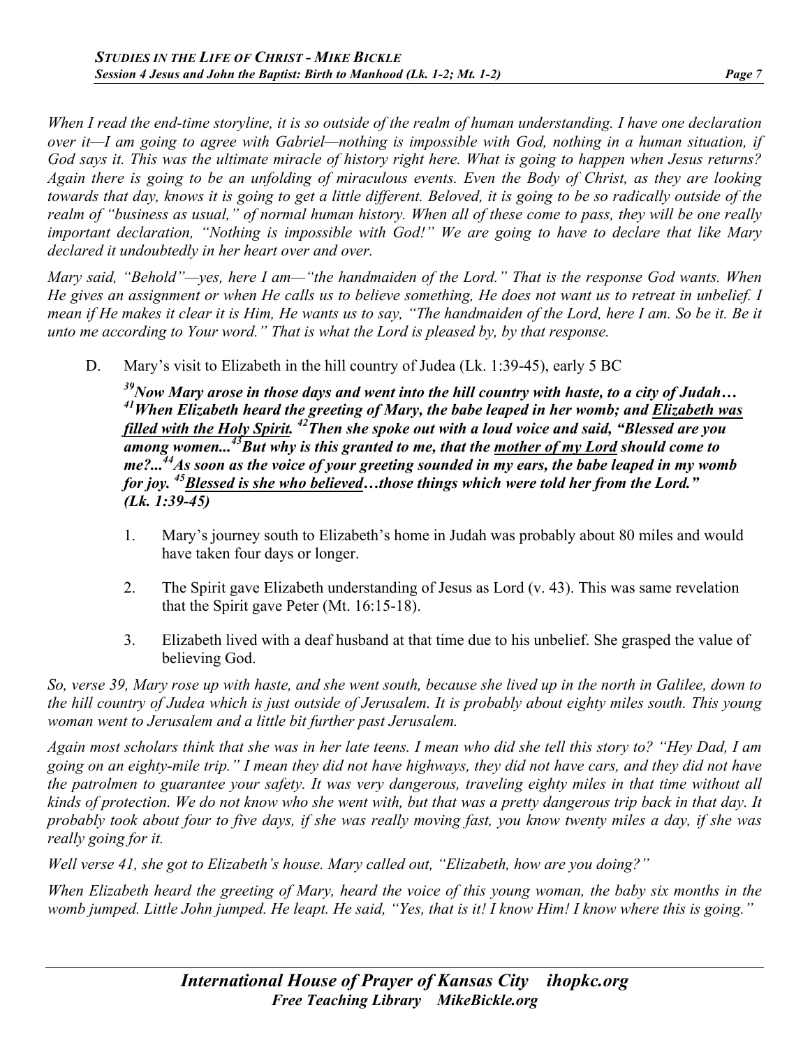*When I read the end-time storyline, it is so outside of the realm of human understanding. I have one declaration over it—I am going to agree with Gabriel—nothing is impossible with God, nothing in a human situation, if God says it. This was the ultimate miracle of history right here. What is going to happen when Jesus returns? Again there is going to be an unfolding of miraculous events. Even the Body of Christ, as they are looking towards that day, knows it is going to get a little different. Beloved, it is going to be so radically outside of the realm of "business as usual," of normal human history. When all of these come to pass, they will be one really important declaration, "Nothing is impossible with God!" We are going to have to declare that like Mary declared it undoubtedly in her heart over and over.*

*Mary said, "Behold"—yes, here I am—"the handmaiden of the Lord." That is the response God wants. When He gives an assignment or when He calls us to believe something, He does not want us to retreat in unbelief. I mean if He makes it clear it is Him, He wants us to say, "The handmaiden of the Lord, here I am. So be it. Be it unto me according to Your word." That is what the Lord is pleased by, by that response.*

D. Mary's visit to Elizabeth in the hill country of Judea (Lk. 1:39-45), early 5 BC

> ***39Now Mary arose in those days and went into the hill country with haste, to a city of Judah… 41When Elizabeth heard the greeting of Mary, the babe leaped in her womb; and <u>Elizabeth was filled with the Holy Spirit</u>. 42Then she spoke out with a loud voice and said, "Blessed are you among women...43But why is this granted to me, that the <u>mother of my Lord</u> should come to me?...44As soon as the voice of your greeting sounded in my ears, the babe leaped in my womb for joy. 45<u>Blessed is she who believed</u>…those things which were told her from the Lord." (Lk. 1:39-45)***

1. Mary's journey south to Elizabeth's home in Judah was probably about 80 miles and would have taken four days or longer.
2. The Spirit gave Elizabeth understanding of Jesus as Lord (v. 43). This was same revelation that the Spirit gave Peter (Mt. 16:15-18).
3. Elizabeth lived with a deaf husband at that time due to his unbelief. She grasped the value of believing God.

*So, verse 39, Mary rose up with haste, and she went south, because she lived up in the north in Galilee, down to the hill country of Judea which is just outside of Jerusalem. It is probably about eighty miles south. This young woman went to Jerusalem and a little bit further past Jerusalem.*

*Again most scholars think that she was in her late teens. I mean who did she tell this story to? "Hey Dad, I am going on an eighty-mile trip." I mean they did not have highways, they did not have cars, and they did not have the patrolmen to guarantee your safety. It was very dangerous, traveling eighty miles in that time without all kinds of protection. We do not know who she went with, but that was a pretty dangerous trip back in that day. It probably took about four to five days, if she was really moving fast, you know twenty miles a day, if she was really going for it.*

*Well verse 41, she got to Elizabeth's house. Mary called out, "Elizabeth, how are you doing?"*

*When Elizabeth heard the greeting of Mary, heard the voice of this young woman, the baby six months in the womb jumped. Little John jumped. He leapt. He said, "Yes, that is it! I know Him! I know where this is going."*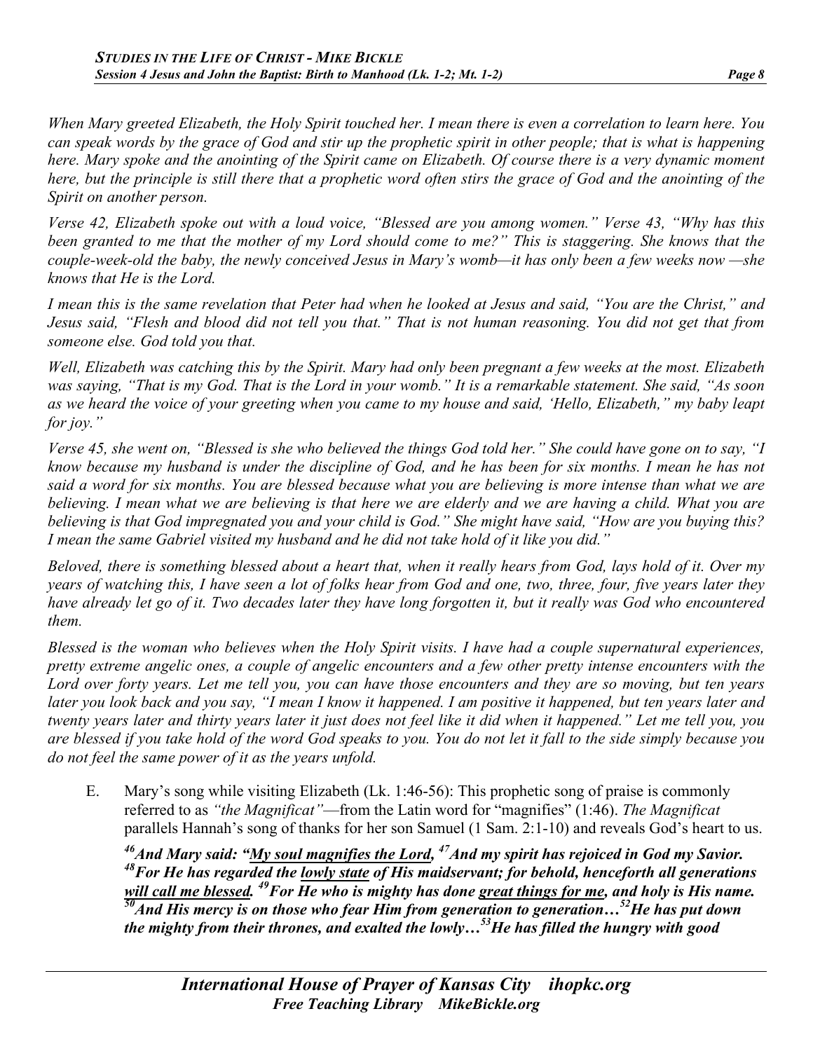*When Mary greeted Elizabeth, the Holy Spirit touched her. I mean there is even a correlation to learn here. You can speak words by the grace of God and stir up the prophetic spirit in other people; that is what is happening here. Mary spoke and the anointing of the Spirit came on Elizabeth. Of course there is a very dynamic moment here, but the principle is still there that a prophetic word often stirs the grace of God and the anointing of the Spirit on another person.*

*Verse 42, Elizabeth spoke out with a loud voice, "Blessed are you among women." Verse 43, "Why has this been granted to me that the mother of my Lord should come to me?" This is staggering. She knows that the couple-week-old the baby, the newly conceived Jesus in Mary's womb—it has only been a few weeks now —she knows that He is the Lord.*

*I mean this is the same revelation that Peter had when he looked at Jesus and said, "You are the Christ," and Jesus said, "Flesh and blood did not tell you that." That is not human reasoning. You did not get that from someone else. God told you that.*

*Well, Elizabeth was catching this by the Spirit. Mary had only been pregnant a few weeks at the most. Elizabeth was saying, "That is my God. That is the Lord in your womb." It is a remarkable statement. She said, "As soon as we heard the voice of your greeting when you came to my house and said, 'Hello, Elizabeth," my baby leapt for joy."*

*Verse 45, she went on, "Blessed is she who believed the things God told her." She could have gone on to say, "I know because my husband is under the discipline of God, and he has been for six months. I mean he has not said a word for six months. You are blessed because what you are believing is more intense than what we are believing. I mean what we are believing is that here we are elderly and we are having a child. What you are believing is that God impregnated you and your child is God." She might have said, "How are you buying this? I mean the same Gabriel visited my husband and he did not take hold of it like you did."*

*Beloved, there is something blessed about a heart that, when it really hears from God, lays hold of it. Over my years of watching this, I have seen a lot of folks hear from God and one, two, three, four, five years later they have already let go of it. Two decades later they have long forgotten it, but it really was God who encountered them.*

*Blessed is the woman who believes when the Holy Spirit visits. I have had a couple supernatural experiences, pretty extreme angelic ones, a couple of angelic encounters and a few other pretty intense encounters with the Lord over forty years. Let me tell you, you can have those encounters and they are so moving, but ten years later you look back and you say, "I mean I know it happened. I am positive it happened, but ten years later and twenty years later and thirty years later it just does not feel like it did when it happened." Let me tell you, you are blessed if you take hold of the word God speaks to you. You do not let it fall to the side simply because you do not feel the same power of it as the years unfold.*

E. Mary's song while visiting Elizabeth (Lk. 1:46-56): This prophetic song of praise is commonly referred to as *"the Magnificat"*—from the Latin word for "magnifies" (1:46). *The Magnificat* parallels Hannah's song of thanks for her son Samuel (1 Sam. 2:1-10) and reveals God's heart to us.

***46**And Mary said: "<u>My soul magnifies the Lord</u>, **47**And my spirit has rejoiced in God my Savior. **48**For He has regarded the <u>lowly state</u> of His maidservant; for behold, henceforth all generations <u>will call me blessed</u>. **49**For He who is mighty has done <u>great things for me</u>, and holy is His name. **50**And His mercy is on those who fear Him from generation to generation…**52**He has put down the mighty from their thrones, and exalted the lowly…**53**He has filled the hungry with good*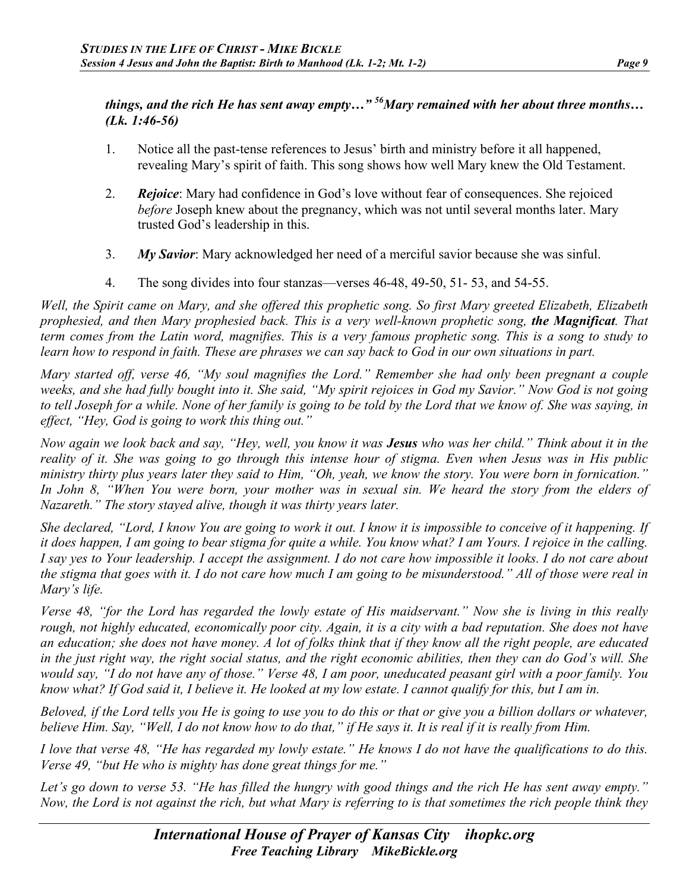***things, and the rich He has sent away empty…" [56]Mary remained with her about three months… (Lk. 1:46-56)***

1. Notice all the past-tense references to Jesus' birth and ministry before it all happened, revealing Mary's spirit of faith. This song shows how well Mary knew the Old Testament.

2. ***Rejoice***: Mary had confidence in God's love without fear of consequences. She rejoiced *before* Joseph knew about the pregnancy, which was not until several months later. Mary trusted God's leadership in this.

3. ***My Savior***: Mary acknowledged her need of a merciful savior because she was sinful.

4. The song divides into four stanzas—verses 46-48, 49-50, 51- 53, and 54-55.

*Well, the Spirit came on Mary, and she offered this prophetic song. So first Mary greeted Elizabeth, Elizabeth prophesied, and then Mary prophesied back. This is a very well-known prophetic song,* ***the Magnificat****. That term comes from the Latin word, magnifies. This is a very famous prophetic song. This is a song to study to learn how to respond in faith. These are phrases we can say back to God in our own situations in part.*

*Mary started off, verse 46, "My soul magnifies the Lord." Remember she had only been pregnant a couple weeks, and she had fully bought into it. She said, "My spirit rejoices in God my Savior." Now God is not going to tell Joseph for a while. None of her family is going to be told by the Lord that we know of. She was saying, in effect, "Hey, God is going to work this thing out."*

*Now again we look back and say, "Hey, well, you know it was* ***Jesus*** *who was her child." Think about it in the reality of it. She was going to go through this intense hour of stigma. Even when Jesus was in His public ministry thirty plus years later they said to Him, "Oh, yeah, we know the story. You were born in fornication." In John 8, "When You were born, your mother was in sexual sin. We heard the story from the elders of Nazareth." The story stayed alive, though it was thirty years later.*

*She declared, "Lord, I know You are going to work it out. I know it is impossible to conceive of it happening. If it does happen, I am going to bear stigma for quite a while. You know what? I am Yours. I rejoice in the calling. I say yes to Your leadership. I accept the assignment. I do not care how impossible it looks. I do not care about the stigma that goes with it. I do not care how much I am going to be misunderstood." All of those were real in Mary's life.*

*Verse 48, "for the Lord has regarded the lowly estate of His maidservant." Now she is living in this really rough, not highly educated, economically poor city. Again, it is a city with a bad reputation. She does not have an education; she does not have money. A lot of folks think that if they know all the right people, are educated in the just right way, the right social status, and the right economic abilities, then they can do God's will. She would say, "I do not have any of those." Verse 48, I am poor, uneducated peasant girl with a poor family. You know what? If God said it, I believe it. He looked at my low estate. I cannot qualify for this, but I am in.*

*Beloved, if the Lord tells you He is going to use you to do this or that or give you a billion dollars or whatever, believe Him. Say, "Well, I do not know how to do that," if He says it. It is real if it is really from Him.*

*I love that verse 48, "He has regarded my lowly estate." He knows I do not have the qualifications to do this. Verse 49, "but He who is mighty has done great things for me."*

*Let's go down to verse 53. "He has filled the hungry with good things and the rich He has sent away empty." Now, the Lord is not against the rich, but what Mary is referring to is that sometimes the rich people think they*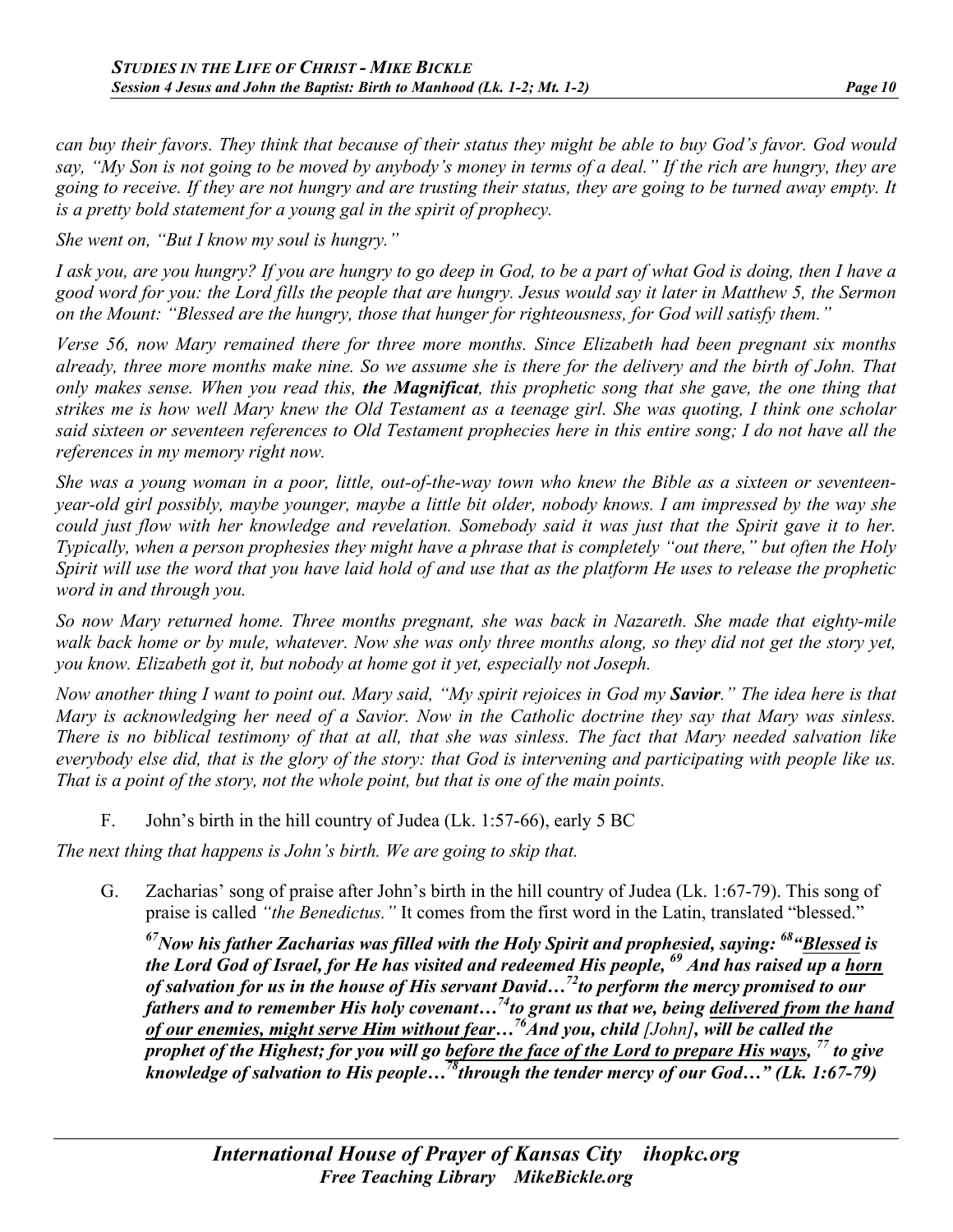*can buy their favors. They think that because of their status they might be able to buy God's favor. God would say, "My Son is not going to be moved by anybody's money in terms of a deal." If the rich are hungry, they are going to receive. If they are not hungry and are trusting their status, they are going to be turned away empty. It is a pretty bold statement for a young gal in the spirit of prophecy.*

*She went on, "But I know my soul is hungry."*

*I ask you, are you hungry? If you are hungry to go deep in God, to be a part of what God is doing, then I have a good word for you: the Lord fills the people that are hungry. Jesus would say it later in Matthew 5, the Sermon on the Mount: "Blessed are the hungry, those that hunger for righteousness, for God will satisfy them."*

*Verse 56, now Mary remained there for three more months. Since Elizabeth had been pregnant six months already, three more months make nine. So we assume she is there for the delivery and the birth of John. That only makes sense. When you read this, **the Magnificat**, this prophetic song that she gave, the one thing that strikes me is how well Mary knew the Old Testament as a teenage girl. She was quoting, I think one scholar said sixteen or seventeen references to Old Testament prophecies here in this entire song; I do not have all the references in my memory right now.*

*She was a young woman in a poor, little, out-of-the-way town who knew the Bible as a sixteen or seventeen-year-old girl possibly, maybe younger, maybe a little bit older, nobody knows. I am impressed by the way she could just flow with her knowledge and revelation. Somebody said it was just that the Spirit gave it to her. Typically, when a person prophesies they might have a phrase that is completely "out there," but often the Holy Spirit will use the word that you have laid hold of and use that as the platform He uses to release the prophetic word in and through you.*

*So now Mary returned home. Three months pregnant, she was back in Nazareth. She made that eighty-mile walk back home or by mule, whatever. Now she was only three months along, so they did not get the story yet, you know. Elizabeth got it, but nobody at home got it yet, especially not Joseph.*

*Now another thing I want to point out. Mary said, "My spirit rejoices in God my **Savior**." The idea here is that Mary is acknowledging her need of a Savior. Now in the Catholic doctrine they say that Mary was sinless. There is no biblical testimony of that at all, that she was sinless. The fact that Mary needed salvation like everybody else did, that is the glory of the story: that God is intervening and participating with people like us. That is a point of the story, not the whole point, but that is one of the main points.*

F. John's birth in the hill country of Judea (Lk. 1:57-66), early 5 BC

*The next thing that happens is John's birth. We are going to skip that.*

G. Zacharias' song of praise after John's birth in the hill country of Judea (Lk. 1:67-79). This song of praise is called *"the Benedictus."* It comes from the first word in the Latin, translated "blessed."

***[67]Now his father Zacharias was filled with the Holy Spirit and prophesied, saying: [68]"<u>Blessed</u> is the Lord God of Israel, for He has visited and redeemed His people, [69] And has raised up a <u>horn</u> of salvation for us in the house of His servant David…[72]to perform the mercy promised to our fathers and to remember His holy covenant…[74]to grant us that we, being <u>delivered from the hand of our enemies, might serve Him without fear</u>…[76]And you, child [John], will be called the prophet of the Highest; for you will go <u>before the face of the Lord to prepare His ways</u>, [77] to give knowledge of salvation to His people…[78]through the tender mercy of our God…" (Lk. 1:67-79)***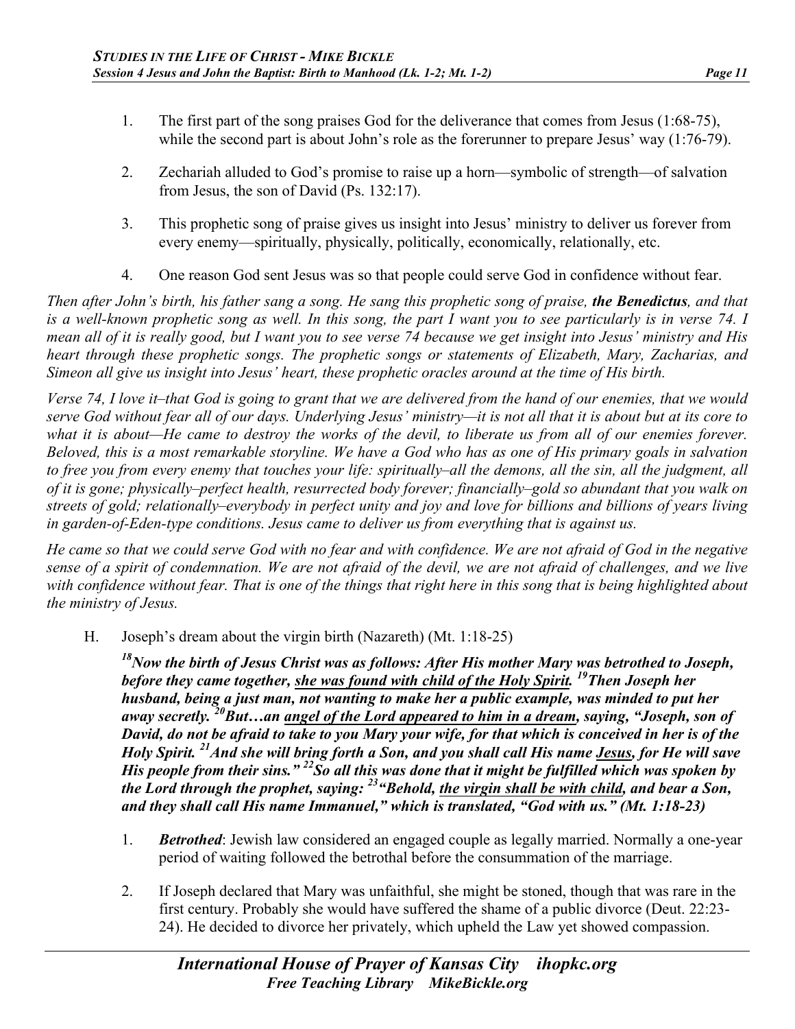1. The first part of the song praises God for the deliverance that comes from Jesus (1:68-75), while the second part is about John's role as the forerunner to prepare Jesus' way (1:76-79).

2. Zechariah alluded to God's promise to raise up a horn—symbolic of strength—of salvation from Jesus, the son of David (Ps. 132:17).

3. This prophetic song of praise gives us insight into Jesus' ministry to deliver us forever from every enemy—spiritually, physically, politically, economically, relationally, etc.

4. One reason God sent Jesus was so that people could serve God in confidence without fear.

*Then after John's birth, his father sang a song. He sang this prophetic song of praise, **the Benedictus**, and that is a well-known prophetic song as well. In this song, the part I want you to see particularly is in verse 74. I mean all of it is really good, but I want you to see verse 74 because we get insight into Jesus' ministry and His heart through these prophetic songs. The prophetic songs or statements of Elizabeth, Mary, Zacharias, and Simeon all give us insight into Jesus' heart, these prophetic oracles around at the time of His birth.*

*Verse 74, I love it–that God is going to grant that we are delivered from the hand of our enemies, that we would serve God without fear all of our days. Underlying Jesus' ministry—it is not all that it is about but at its core to what it is about—He came to destroy the works of the devil, to liberate us from all of our enemies forever. Beloved, this is a most remarkable storyline. We have a God who has as one of His primary goals in salvation to free you from every enemy that touches your life: spiritually–all the demons, all the sin, all the judgment, all of it is gone; physically–perfect health, resurrected body forever; financially–gold so abundant that you walk on streets of gold; relationally–everybody in perfect unity and joy and love for billions and billions of years living in garden-of-Eden-type conditions. Jesus came to deliver us from everything that is against us.*

*He came so that we could serve God with no fear and with confidence. We are not afraid of God in the negative sense of a spirit of condemnation. We are not afraid of the devil, we are not afraid of challenges, and we live with confidence without fear. That is one of the things that right here in this song that is being highlighted about the ministry of Jesus.*

H. Joseph's dream about the virgin birth (Nazareth) (Mt. 1:18-25)

***[18]Now the birth of Jesus Christ was as follows: After His mother Mary was betrothed to Joseph, before they came together, <u>she was found with child of the Holy Spirit</u>. [19]Then Joseph her husband, being a just man, not wanting to make her a public example, was minded to put her away secretly. [20]But…an <u>angel of the Lord appeared to him in a dream</u>, saying, "Joseph, son of David, do not be afraid to take to you Mary your wife, for that which is conceived in her is of the Holy Spirit. [21]And she will bring forth a Son, and you shall call His name <u>Jesus</u>, for He will save His people from their sins." [22]So all this was done that it might be fulfilled which was spoken by the Lord through the prophet, saying: [23]"Behold, <u>the virgin shall be with child</u>, and bear a Son, and they shall call His name Immanuel," which is translated, "God with us." (Mt. 1:18-23)***

1. ***Betrothed***: Jewish law considered an engaged couple as legally married. Normally a one-year period of waiting followed the betrothal before the consummation of the marriage.

2. If Joseph declared that Mary was unfaithful, she might be stoned, though that was rare in the first century. Probably she would have suffered the shame of a public divorce (Deut. 22:23-24). He decided to divorce her privately, which upheld the Law yet showed compassion.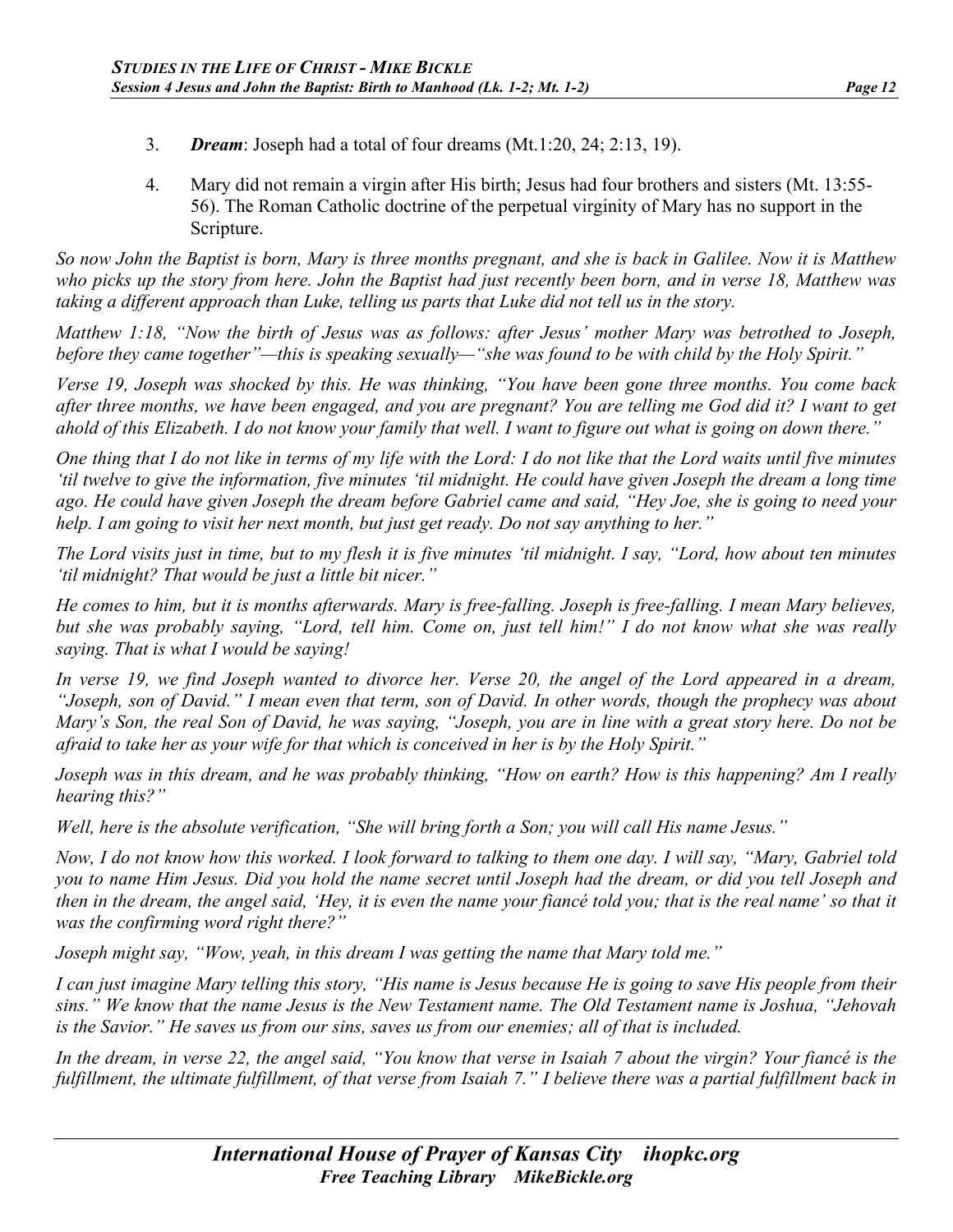3. ***Dream***: Joseph had a total of four dreams (Mt.1:20, 24; 2:13, 19).

4. Mary did not remain a virgin after His birth; Jesus had four brothers and sisters (Mt. 13:55-56). The Roman Catholic doctrine of the perpetual virginity of Mary has no support in the Scripture.

*So now John the Baptist is born, Mary is three months pregnant, and she is back in Galilee. Now it is Matthew who picks up the story from here. John the Baptist had just recently been born, and in verse 18, Matthew was taking a different approach than Luke, telling us parts that Luke did not tell us in the story.*

*Matthew 1:18, "Now the birth of Jesus was as follows: after Jesus' mother Mary was betrothed to Joseph, before they came together"—this is speaking sexually—"she was found to be with child by the Holy Spirit."*

*Verse 19, Joseph was shocked by this. He was thinking, "You have been gone three months. You come back after three months, we have been engaged, and you are pregnant? You are telling me God did it? I want to get ahold of this Elizabeth. I do not know your family that well. I want to figure out what is going on down there."*

*One thing that I do not like in terms of my life with the Lord: I do not like that the Lord waits until five minutes 'til twelve to give the information, five minutes 'til midnight. He could have given Joseph the dream a long time ago. He could have given Joseph the dream before Gabriel came and said, "Hey Joe, she is going to need your help. I am going to visit her next month, but just get ready. Do not say anything to her."*

*The Lord visits just in time, but to my flesh it is five minutes 'til midnight. I say, "Lord, how about ten minutes 'til midnight? That would be just a little bit nicer."*

*He comes to him, but it is months afterwards. Mary is free-falling. Joseph is free-falling. I mean Mary believes, but she was probably saying, "Lord, tell him. Come on, just tell him!" I do not know what she was really saying. That is what I would be saying!*

*In verse 19, we find Joseph wanted to divorce her. Verse 20, the angel of the Lord appeared in a dream, "Joseph, son of David." I mean even that term, son of David. In other words, though the prophecy was about Mary's Son, the real Son of David, he was saying, "Joseph, you are in line with a great story here. Do not be afraid to take her as your wife for that which is conceived in her is by the Holy Spirit."*

*Joseph was in this dream, and he was probably thinking, "How on earth? How is this happening? Am I really hearing this?"*

*Well, here is the absolute verification, "She will bring forth a Son; you will call His name Jesus."*

*Now, I do not know how this worked. I look forward to talking to them one day. I will say, "Mary, Gabriel told you to name Him Jesus. Did you hold the name secret until Joseph had the dream, or did you tell Joseph and then in the dream, the angel said, 'Hey, it is even the name your fiancé told you; that is the real name' so that it was the confirming word right there?"*

*Joseph might say, "Wow, yeah, in this dream I was getting the name that Mary told me."*

*I can just imagine Mary telling this story, "His name is Jesus because He is going to save His people from their sins." We know that the name Jesus is the New Testament name. The Old Testament name is Joshua, "Jehovah is the Savior." He saves us from our sins, saves us from our enemies; all of that is included.*

*In the dream, in verse 22, the angel said, "You know that verse in Isaiah 7 about the virgin? Your fiancé is the fulfillment, the ultimate fulfillment, of that verse from Isaiah 7." I believe there was a partial fulfillment back in*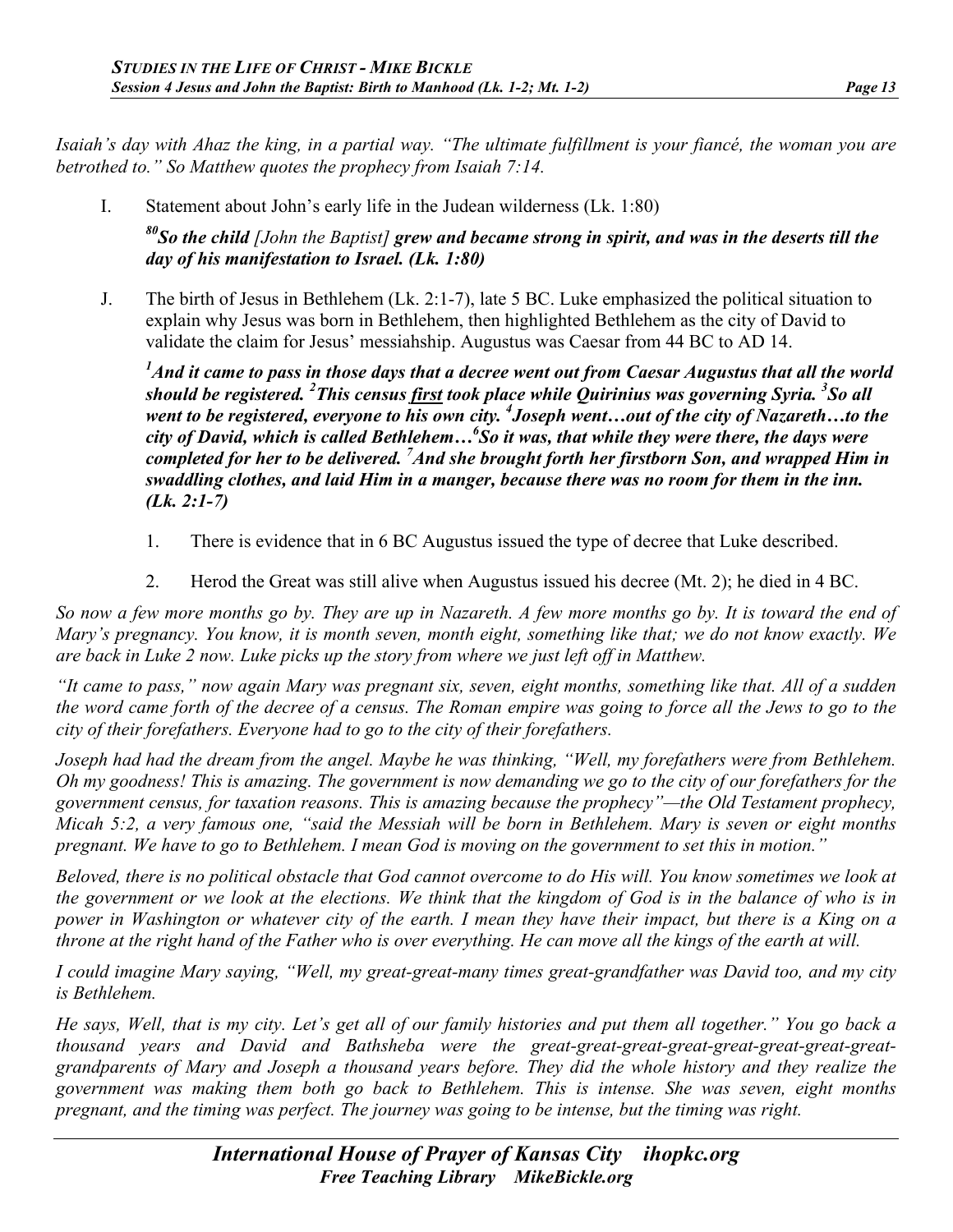*Isaiah's day with Ahaz the king, in a partial way. "The ultimate fulfillment is your fiancé, the woman you are betrothed to." So Matthew quotes the prophecy from Isaiah 7:14.*

I. Statement about John's early life in the Judean wilderness (Lk. 1:80)

***80So the child** [John the Baptist] **grew and became strong in spirit, and was in the deserts till the day of his manifestation to Israel. (Lk. 1:80)***

J. The birth of Jesus in Bethlehem (Lk. 2:1-7), late 5 BC. Luke emphasized the political situation to explain why Jesus was born in Bethlehem, then highlighted Bethlehem as the city of David to validate the claim for Jesus' messiahship. Augustus was Caesar from 44 BC to AD 14.

***1And it came to pass in those days that a decree went out from Caesar Augustus that all the world should be registered. 2This census first took place while Quirinius was governing Syria. 3So all went to be registered, everyone to his own city. 4Joseph went…out of the city of Nazareth…to the city of David, which is called Bethlehem…6So it was, that while they were there, the days were completed for her to be delivered. 7And she brought forth her firstborn Son, and wrapped Him in swaddling clothes, and laid Him in a manger, because there was no room for them in the inn. (Lk. 2:1-7)***

1. There is evidence that in 6 BC Augustus issued the type of decree that Luke described.

2. Herod the Great was still alive when Augustus issued his decree (Mt. 2); he died in 4 BC.

*So now a few more months go by. They are up in Nazareth. A few more months go by. It is toward the end of Mary's pregnancy. You know, it is month seven, month eight, something like that; we do not know exactly. We are back in Luke 2 now. Luke picks up the story from where we just left off in Matthew.*

*"It came to pass," now again Mary was pregnant six, seven, eight months, something like that. All of a sudden the word came forth of the decree of a census. The Roman empire was going to force all the Jews to go to the city of their forefathers. Everyone had to go to the city of their forefathers.*

*Joseph had had the dream from the angel. Maybe he was thinking, "Well, my forefathers were from Bethlehem. Oh my goodness! This is amazing. The government is now demanding we go to the city of our forefathers for the government census, for taxation reasons. This is amazing because the prophecy"—the Old Testament prophecy, Micah 5:2, a very famous one, "said the Messiah will be born in Bethlehem. Mary is seven or eight months pregnant. We have to go to Bethlehem. I mean God is moving on the government to set this in motion."*

*Beloved, there is no political obstacle that God cannot overcome to do His will. You know sometimes we look at the government or we look at the elections. We think that the kingdom of God is in the balance of who is in power in Washington or whatever city of the earth. I mean they have their impact, but there is a King on a throne at the right hand of the Father who is over everything. He can move all the kings of the earth at will.*

*I could imagine Mary saying, "Well, my great-great-many times great-grandfather was David too, and my city is Bethlehem.*

*He says, Well, that is my city. Let's get all of our family histories and put them all together." You go back a thousand years and David and Bathsheba were the great-great-great-great-great-great-great-great-grandparents of Mary and Joseph a thousand years before. They did the whole history and they realize the government was making them both go back to Bethlehem. This is intense. She was seven, eight months pregnant, and the timing was perfect. The journey was going to be intense, but the timing was right.*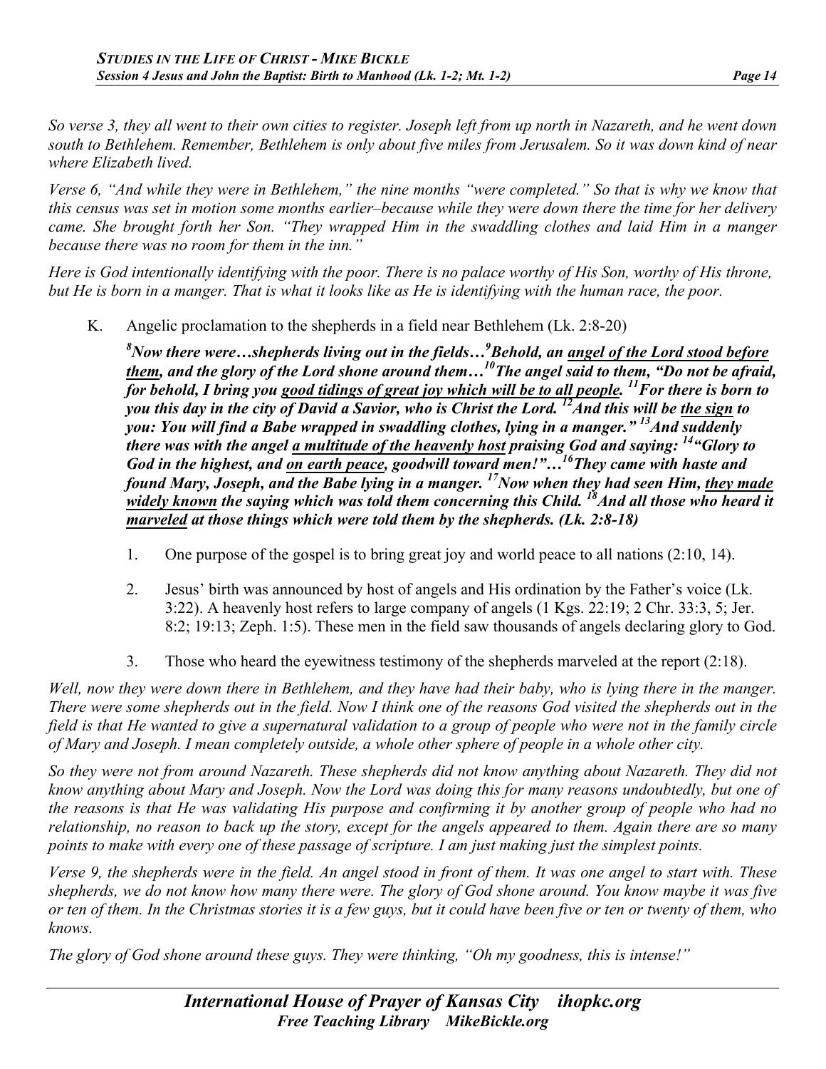*So verse 3, they all went to their own cities to register. Joseph left from up north in Nazareth, and he went down south to Bethlehem. Remember, Bethlehem is only about five miles from Jerusalem. So it was down kind of near where Elizabeth lived.*

*Verse 6, "And while they were in Bethlehem," the nine months "were completed." So that is why we know that this census was set in motion some months earlier–because while they were down there the time for her delivery came. She brought forth her Son. "They wrapped Him in the swaddling clothes and laid Him in a manger because there was no room for them in the inn."*

*Here is God intentionally identifying with the poor. There is no palace worthy of His Son, worthy of His throne, but He is born in a manger. That is what it looks like as He is identifying with the human race, the poor.*

K. Angelic proclamation to the shepherds in a field near Bethlehem (Lk. 2:8-20)

***[8]Now there were…shepherds living out in the fields…[9]Behold, an <u>angel of the Lord stood before them</u>, and the glory of the Lord shone around them…[10]The angel said to them, "Do not be afraid, for behold, I bring you <u>good tidings of great joy which will be to all people</u>. [11]For there is born to you this day in the city of David a Savior, who is Christ the Lord. [12]And this will be <u>the sign</u> to you: You will find a Babe wrapped in swaddling clothes, lying in a manger." [13]And suddenly there was with the angel <u>a multitude of the heavenly host</u> praising God and saying: [14]"Glory to God in the highest, and <u>on earth peace</u>, goodwill toward men!"…[16]They came with haste and found Mary, Joseph, and the Babe lying in a manger. [17]Now when they had seen Him, <u>they made widely known</u> the saying which was told them concerning this Child. [18]And all those who heard it <u>marveled</u> at those things which were told them by the shepherds. (Lk. 2:8-18)***

1. One purpose of the gospel is to bring great joy and world peace to all nations (2:10, 14).

2. Jesus' birth was announced by host of angels and His ordination by the Father's voice (Lk. 3:22). A heavenly host refers to large company of angels (1 Kgs. 22:19; 2 Chr. 33:3, 5; Jer. 8:2; 19:13; Zeph. 1:5). These men in the field saw thousands of angels declaring glory to God.

3. Those who heard the eyewitness testimony of the shepherds marveled at the report (2:18).

*Well, now they were down there in Bethlehem, and they have had their baby, who is lying there in the manger. There were some shepherds out in the field. Now I think one of the reasons God visited the shepherds out in the field is that He wanted to give a supernatural validation to a group of people who were not in the family circle of Mary and Joseph. I mean completely outside, a whole other sphere of people in a whole other city.*

*So they were not from around Nazareth. These shepherds did not know anything about Nazareth. They did not know anything about Mary and Joseph. Now the Lord was doing this for many reasons undoubtedly, but one of the reasons is that He was validating His purpose and confirming it by another group of people who had no relationship, no reason to back up the story, except for the angels appeared to them. Again there are so many points to make with every one of these passage of scripture. I am just making just the simplest points.*

*Verse 9, the shepherds were in the field. An angel stood in front of them. It was one angel to start with. These shepherds, we do not know how many there were. The glory of God shone around. You know maybe it was five or ten of them. In the Christmas stories it is a few guys, but it could have been five or ten or twenty of them, who knows.*

*The glory of God shone around these guys. They were thinking, "Oh my goodness, this is intense!"*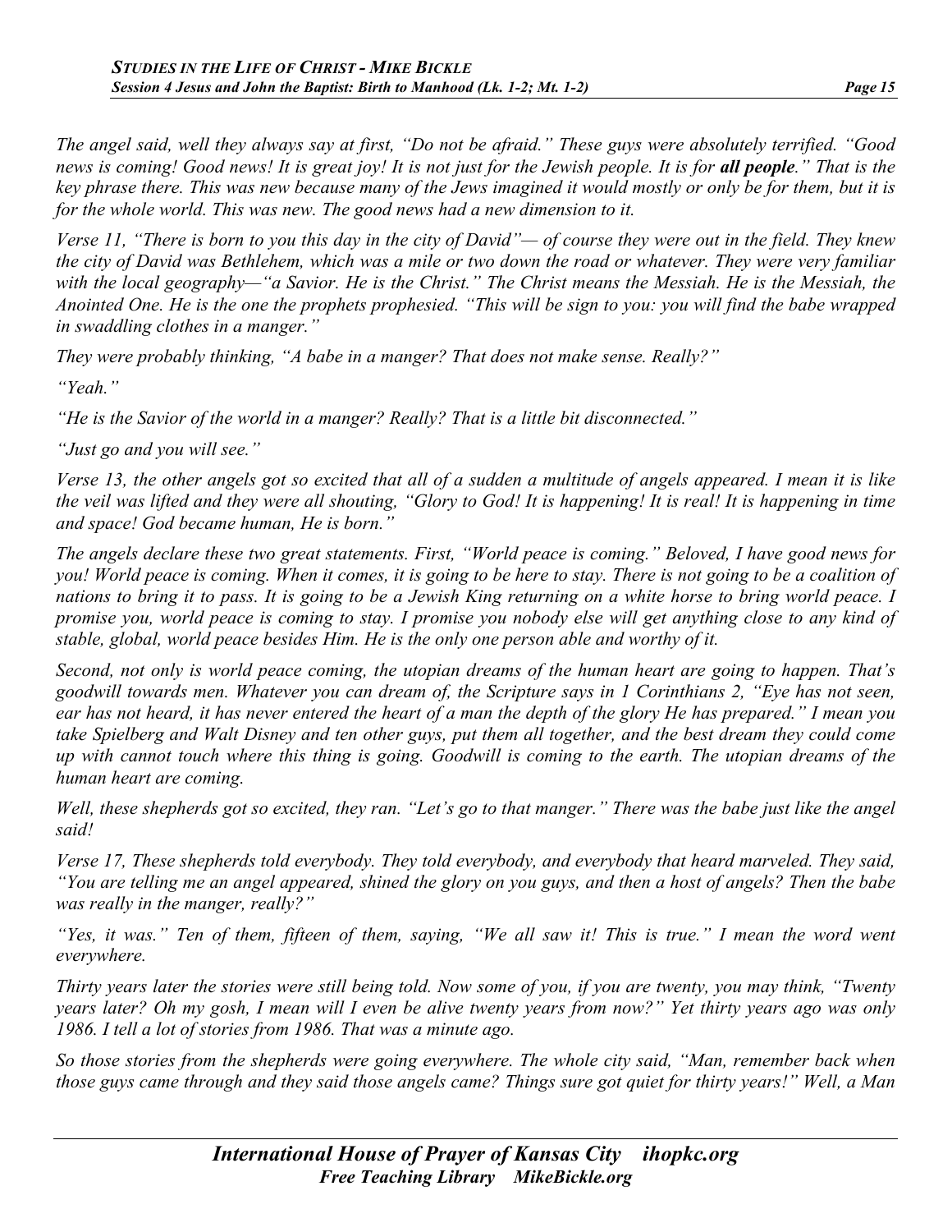*The angel said, well they always say at first, "Do not be afraid." These guys were absolutely terrified. "Good news is coming! Good news! It is great joy! It is not just for the Jewish people. It is for **all people**." That is the key phrase there. This was new because many of the Jews imagined it would mostly or only be for them, but it is for the whole world. This was new. The good news had a new dimension to it.*

*Verse 11, "There is born to you this day in the city of David"— of course they were out in the field. They knew the city of David was Bethlehem, which was a mile or two down the road or whatever. They were very familiar with the local geography—"a Savior. He is the Christ." The Christ means the Messiah. He is the Messiah, the Anointed One. He is the one the prophets prophesied. "This will be sign to you: you will find the babe wrapped in swaddling clothes in a manger."*

*They were probably thinking, "A babe in a manger? That does not make sense. Really?"*

*"Yeah."*

*"He is the Savior of the world in a manger? Really? That is a little bit disconnected."*

*"Just go and you will see."*

*Verse 13, the other angels got so excited that all of a sudden a multitude of angels appeared. I mean it is like the veil was lifted and they were all shouting, "Glory to God! It is happening! It is real! It is happening in time and space! God became human, He is born."*

*The angels declare these two great statements. First, "World peace is coming." Beloved, I have good news for you! World peace is coming. When it comes, it is going to be here to stay. There is not going to be a coalition of nations to bring it to pass. It is going to be a Jewish King returning on a white horse to bring world peace. I promise you, world peace is coming to stay. I promise you nobody else will get anything close to any kind of stable, global, world peace besides Him. He is the only one person able and worthy of it.*

*Second, not only is world peace coming, the utopian dreams of the human heart are going to happen. That's goodwill towards men. Whatever you can dream of, the Scripture says in 1 Corinthians 2, "Eye has not seen, ear has not heard, it has never entered the heart of a man the depth of the glory He has prepared." I mean you take Spielberg and Walt Disney and ten other guys, put them all together, and the best dream they could come up with cannot touch where this thing is going. Goodwill is coming to the earth. The utopian dreams of the human heart are coming.*

*Well, these shepherds got so excited, they ran. "Let's go to that manger." There was the babe just like the angel said!*

*Verse 17, These shepherds told everybody. They told everybody, and everybody that heard marveled. They said, "You are telling me an angel appeared, shined the glory on you guys, and then a host of angels? Then the babe was really in the manger, really?"*

*"Yes, it was." Ten of them, fifteen of them, saying, "We all saw it! This is true." I mean the word went everywhere.*

*Thirty years later the stories were still being told. Now some of you, if you are twenty, you may think, "Twenty years later? Oh my gosh, I mean will I even be alive twenty years from now?" Yet thirty years ago was only 1986. I tell a lot of stories from 1986. That was a minute ago.*

*So those stories from the shepherds were going everywhere. The whole city said, "Man, remember back when those guys came through and they said those angels came? Things sure got quiet for thirty years!" Well, a Man*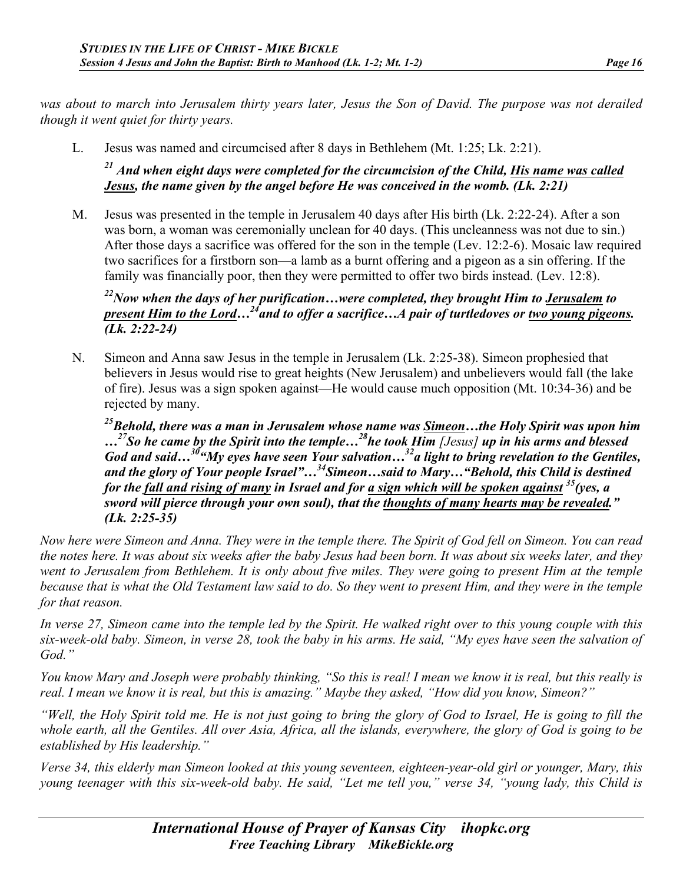*was about to march into Jerusalem thirty years later, Jesus the Son of David. The purpose was not derailed though it went quiet for thirty years.*

L. Jesus was named and circumcised after 8 days in Bethlehem (Mt. 1:25; Lk. 2:21).

***[21] And when eight days were completed for the circumcision of the Child, <u>His name was called Jesus</u>, the name given by the angel before He was conceived in the womb. (Lk. 2:21)***

M. Jesus was presented in the temple in Jerusalem 40 days after His birth (Lk. 2:22-24). After a son was born, a woman was ceremonially unclean for 40 days. (This uncleanness was not due to sin.) After those days a sacrifice was offered for the son in the temple (Lev. 12:2-6). Mosaic law required two sacrifices for a firstborn son—a lamb as a burnt offering and a pigeon as a sin offering. If the family was financially poor, then they were permitted to offer two birds instead. (Lev. 12:8).

***[22]Now when the days of her purification…were completed, they brought Him to <u>Jerusalem</u> to <u>present Him to the Lord</u>…[24]and to offer a sacrifice…A pair of turtledoves or <u>two young pigeons</u>. (Lk. 2:22-24)***

N. Simeon and Anna saw Jesus in the temple in Jerusalem (Lk. 2:25-38). Simeon prophesied that believers in Jesus would rise to great heights (New Jerusalem) and unbelievers would fall (the lake of fire). Jesus was a sign spoken against—He would cause much opposition (Mt. 10:34-36) and be rejected by many.

***[25]Behold, there was a man in Jerusalem whose name was <u>Simeon</u>…the Holy Spirit was upon him …[27]So he came by the Spirit into the temple…[28]he took Him** [Jesus] **up in his arms and blessed God and said…[30]"My eyes have seen Your salvation…[32]a light to bring revelation to the Gentiles, and the glory of Your people Israel"…[34]Simeon…said to Mary…"Behold, this Child is destined for the <u>fall and rising of many</u> in Israel and for <u>a sign which will be spoken against</u> [35](yes, a sword will pierce through your own soul), that the <u>thoughts of many hearts may be revealed</u>." (Lk. 2:25-35)***

*Now here were Simeon and Anna. They were in the temple there. The Spirit of God fell on Simeon. You can read the notes here. It was about six weeks after the baby Jesus had been born. It was about six weeks later, and they went to Jerusalem from Bethlehem. It is only about five miles. They were going to present Him at the temple because that is what the Old Testament law said to do. So they went to present Him, and they were in the temple for that reason.*

*In verse 27, Simeon came into the temple led by the Spirit. He walked right over to this young couple with this six-week-old baby. Simeon, in verse 28, took the baby in his arms. He said, "My eyes have seen the salvation of God."*

*You know Mary and Joseph were probably thinking, "So this is real! I mean we know it is real, but this really is real. I mean we know it is real, but this is amazing." Maybe they asked, "How did you know, Simeon?"*

*"Well, the Holy Spirit told me. He is not just going to bring the glory of God to Israel, He is going to fill the whole earth, all the Gentiles. All over Asia, Africa, all the islands, everywhere, the glory of God is going to be established by His leadership."*

*Verse 34, this elderly man Simeon looked at this young seventeen, eighteen-year-old girl or younger, Mary, this young teenager with this six-week-old baby. He said, "Let me tell you," verse 34, "young lady, this Child is*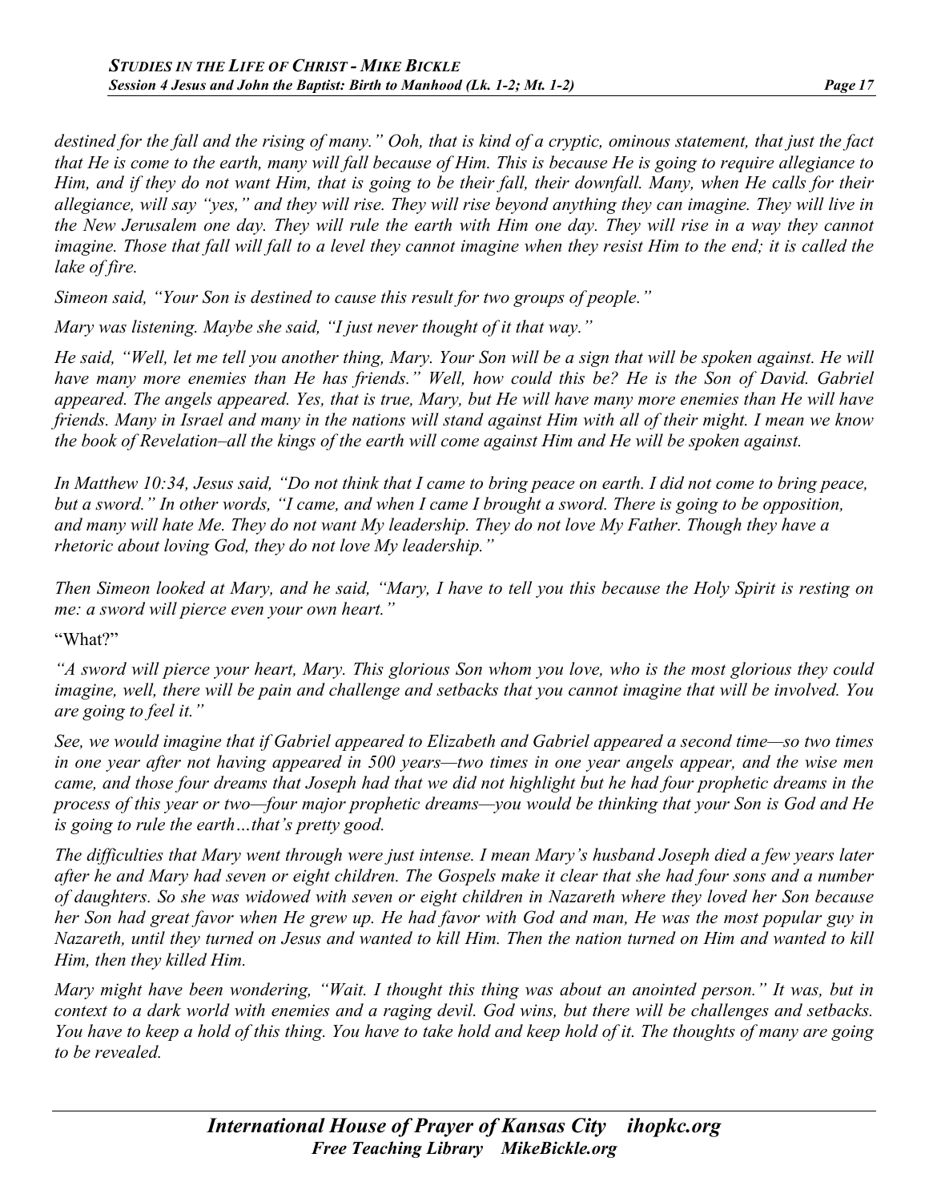*destined for the fall and the rising of many." Ooh, that is kind of a cryptic, ominous statement, that just the fact that He is come to the earth, many will fall because of Him. This is because He is going to require allegiance to Him, and if they do not want Him, that is going to be their fall, their downfall. Many, when He calls for their allegiance, will say "yes," and they will rise. They will rise beyond anything they can imagine. They will live in the New Jerusalem one day. They will rule the earth with Him one day. They will rise in a way they cannot imagine. Those that fall will fall to a level they cannot imagine when they resist Him to the end; it is called the lake of fire.*

*Simeon said, "Your Son is destined to cause this result for two groups of people."*

*Mary was listening. Maybe she said, "I just never thought of it that way."*

*He said, "Well, let me tell you another thing, Mary. Your Son will be a sign that will be spoken against. He will have many more enemies than He has friends." Well, how could this be? He is the Son of David. Gabriel appeared. The angels appeared. Yes, that is true, Mary, but He will have many more enemies than He will have friends. Many in Israel and many in the nations will stand against Him with all of their might. I mean we know the book of Revelation–all the kings of the earth will come against Him and He will be spoken against.*

*In Matthew 10:34, Jesus said, "Do not think that I came to bring peace on earth. I did not come to bring peace, but a sword." In other words, "I came, and when I came I brought a sword. There is going to be opposition, and many will hate Me. They do not want My leadership. They do not love My Father. Though they have a rhetoric about loving God, they do not love My leadership."*

*Then Simeon looked at Mary, and he said, "Mary, I have to tell you this because the Holy Spirit is resting on me: a sword will pierce even your own heart."*

"What?"

*"A sword will pierce your heart, Mary. This glorious Son whom you love, who is the most glorious they could imagine, well, there will be pain and challenge and setbacks that you cannot imagine that will be involved. You are going to feel it."*

*See, we would imagine that if Gabriel appeared to Elizabeth and Gabriel appeared a second time—so two times in one year after not having appeared in 500 years—two times in one year angels appear, and the wise men came, and those four dreams that Joseph had that we did not highlight but he had four prophetic dreams in the process of this year or two—four major prophetic dreams—you would be thinking that your Son is God and He is going to rule the earth…that's pretty good.*

*The difficulties that Mary went through were just intense. I mean Mary's husband Joseph died a few years later after he and Mary had seven or eight children. The Gospels make it clear that she had four sons and a number of daughters. So she was widowed with seven or eight children in Nazareth where they loved her Son because her Son had great favor when He grew up. He had favor with God and man, He was the most popular guy in Nazareth, until they turned on Jesus and wanted to kill Him. Then the nation turned on Him and wanted to kill Him, then they killed Him.*

*Mary might have been wondering, "Wait. I thought this thing was about an anointed person." It was, but in context to a dark world with enemies and a raging devil. God wins, but there will be challenges and setbacks. You have to keep a hold of this thing. You have to take hold and keep hold of it. The thoughts of many are going to be revealed.*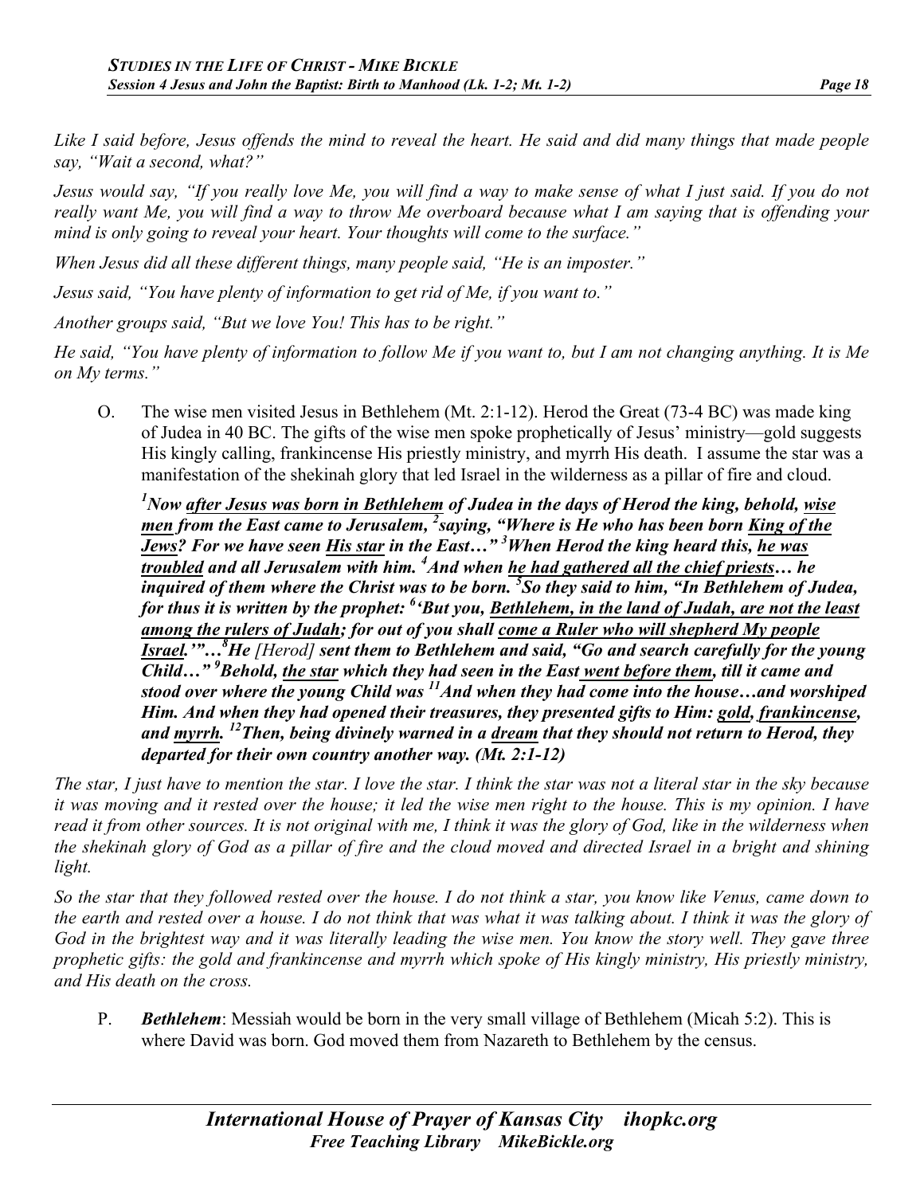*Like I said before, Jesus offends the mind to reveal the heart. He said and did many things that made people say, "Wait a second, what?"*

*Jesus would say, "If you really love Me, you will find a way to make sense of what I just said. If you do not really want Me, you will find a way to throw Me overboard because what I am saying that is offending your mind is only going to reveal your heart. Your thoughts will come to the surface."*

*When Jesus did all these different things, many people said, "He is an imposter."*

*Jesus said, "You have plenty of information to get rid of Me, if you want to."*

*Another groups said, "But we love You! This has to be right."*

*He said, "You have plenty of information to follow Me if you want to, but I am not changing anything. It is Me on My terms."*

O. The wise men visited Jesus in Bethlehem (Mt. 2:1-12). Herod the Great (73-4 BC) was made king of Judea in 40 BC. The gifts of the wise men spoke prophetically of Jesus' ministry—gold suggests His kingly calling, frankincense His priestly ministry, and myrrh His death. I assume the star was a manifestation of the shekinah glory that led Israel in the wilderness as a pillar of fire and cloud.

***[1]Now after Jesus was born in Bethlehem of Judea in the days of Herod the king, behold, wise men from the East came to Jerusalem, [2]saying, "Where is He who has been born King of the Jews? For we have seen His star in the East…" [3]When Herod the king heard this, he was troubled and all Jerusalem with him. [4]And when he had gathered all the chief priests… he inquired of them where the Christ was to be born. [5]So they said to him, "In Bethlehem of Judea, for thus it is written by the prophet: [6]'But you, Bethlehem, in the land of Judah, are not the least among the rulers of Judah; for out of you shall come a Ruler who will shepherd My people Israel.'"…[8]He*** *[Herod]* ***sent them to Bethlehem and said, "Go and search carefully for the young Child…" [9]Behold, the star which they had seen in the East went before them, till it came and stood over where the young Child was [11]And when they had come into the house…and worshiped Him. And when they had opened their treasures, they presented gifts to Him: gold, frankincense, and myrrh. [12]Then, being divinely warned in a dream that they should not return to Herod, they departed for their own country another way. (Mt. 2:1-12)***

*The star, I just have to mention the star. I love the star. I think the star was not a literal star in the sky because it was moving and it rested over the house; it led the wise men right to the house. This is my opinion. I have read it from other sources. It is not original with me, I think it was the glory of God, like in the wilderness when the shekinah glory of God as a pillar of fire and the cloud moved and directed Israel in a bright and shining light.*

*So the star that they followed rested over the house. I do not think a star, you know like Venus, came down to the earth and rested over a house. I do not think that was what it was talking about. I think it was the glory of God in the brightest way and it was literally leading the wise men. You know the story well. They gave three prophetic gifts: the gold and frankincense and myrrh which spoke of His kingly ministry, His priestly ministry, and His death on the cross.*

P. ***Bethlehem***: Messiah would be born in the very small village of Bethlehem (Micah 5:2). This is where David was born. God moved them from Nazareth to Bethlehem by the census.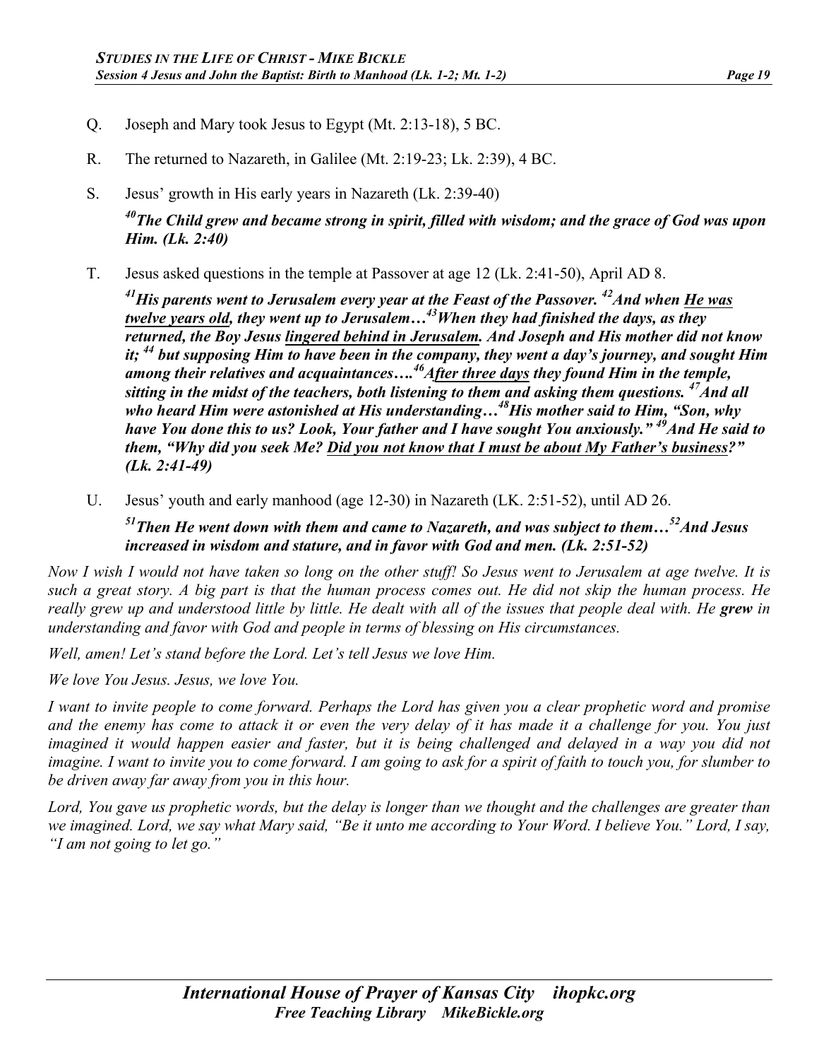Q. Joseph and Mary took Jesus to Egypt (Mt. 2:13-18), 5 BC.

R. The returned to Nazareth, in Galilee (Mt. 2:19-23; Lk. 2:39), 4 BC.

S. Jesus' growth in His early years in Nazareth (Lk. 2:39-40)

***40**The Child grew and became strong in spirit, filled with wisdom; and the grace of God was upon Him. (Lk. 2:40)***

T. Jesus asked questions in the temple at Passover at age 12 (Lk. 2:41-50), April AD 8.

***41**His parents went to Jerusalem every year at the Feast of the Passover. **42**And when <u>He was twelve years old</u>, they went up to Jerusalem…**43**When they had finished the days, as they returned, the Boy Jesus <u>lingered behind in Jerusalem</u>. And Joseph and His mother did not know it; **44** but supposing Him to have been in the company, they went a day's journey, and sought Him among their relatives and acquaintances….**46**<u>After three days</u> they found Him in the temple, sitting in the midst of the teachers, both listening to them and asking them questions. **47**And all who heard Him were astonished at His understanding…**48**His mother said to Him, "Son, why have You done this to us? Look, Your father and I have sought You anxiously." **49**And He said to them, "Why did you seek Me? <u>Did you not know that I must be about My Father's business</u>?" (Lk. 2:41-49)***

U. Jesus' youth and early manhood (age 12-30) in Nazareth (LK. 2:51-52), until AD 26.

***51**Then He went down with them and came to Nazareth, and was subject to them…**52**And Jesus increased in wisdom and stature, and in favor with God and men. (Lk. 2:51-52)***

*Now I wish I would not have taken so long on the other stuff! So Jesus went to Jerusalem at age twelve. It is such a great story. A big part is that the human process comes out. He did not skip the human process. He really grew up and understood little by little. He dealt with all of the issues that people deal with. He **grew** in understanding and favor with God and people in terms of blessing on His circumstances.*

*Well, amen! Let's stand before the Lord. Let's tell Jesus we love Him.*

*We love You Jesus. Jesus, we love You.*

*I want to invite people to come forward. Perhaps the Lord has given you a clear prophetic word and promise and the enemy has come to attack it or even the very delay of it has made it a challenge for you. You just imagined it would happen easier and faster, but it is being challenged and delayed in a way you did not imagine. I want to invite you to come forward. I am going to ask for a spirit of faith to touch you, for slumber to be driven away far away from you in this hour.*

*Lord, You gave us prophetic words, but the delay is longer than we thought and the challenges are greater than we imagined. Lord, we say what Mary said, "Be it unto me according to Your Word. I believe You." Lord, I say, "I am not going to let go."*